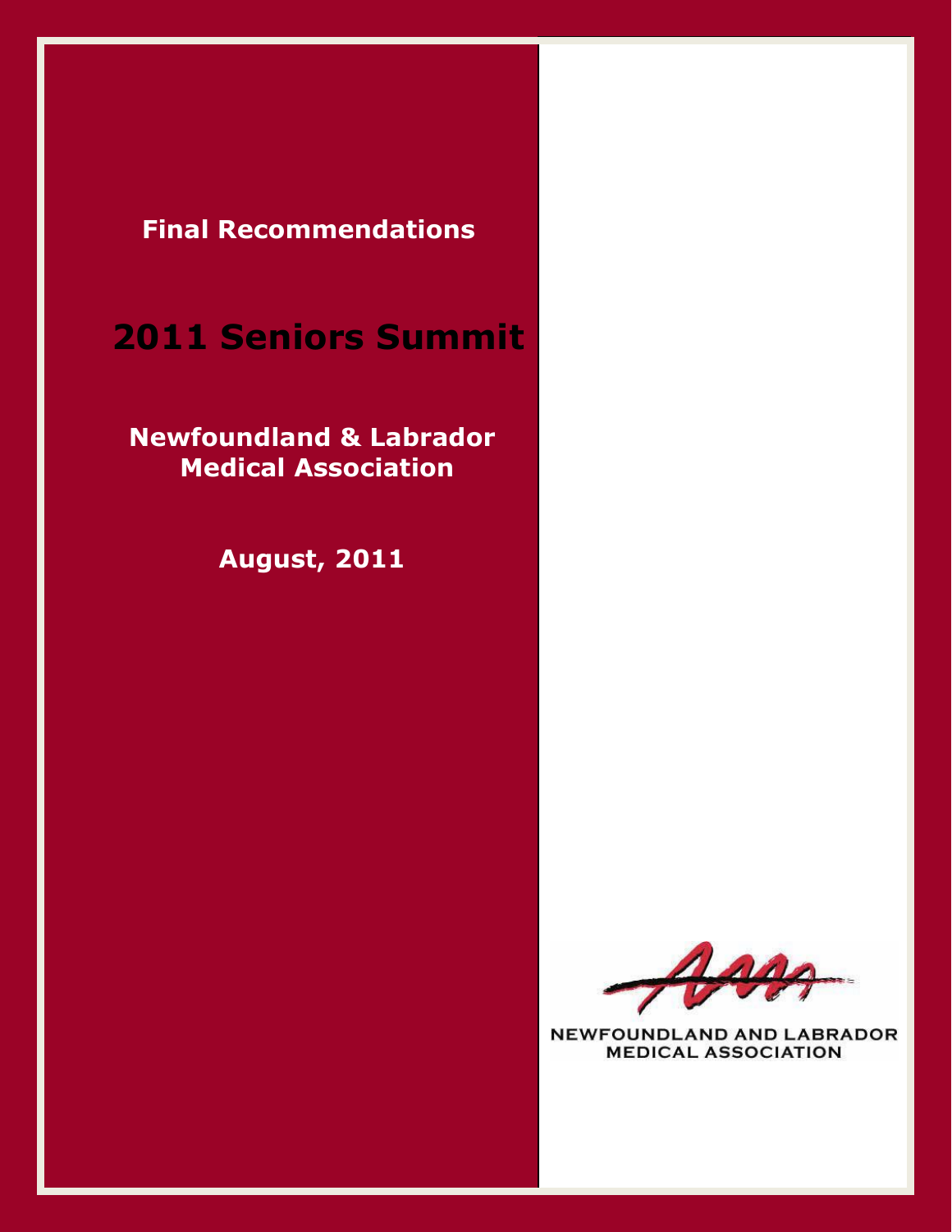**Final Recommendations**

# 2011 Seniors Summit

## Newfoundland & Labrador Medical Association

**August, 2011**

NEWFOUNDLAND AND LABRADOR MEDICAL ASSOCIATION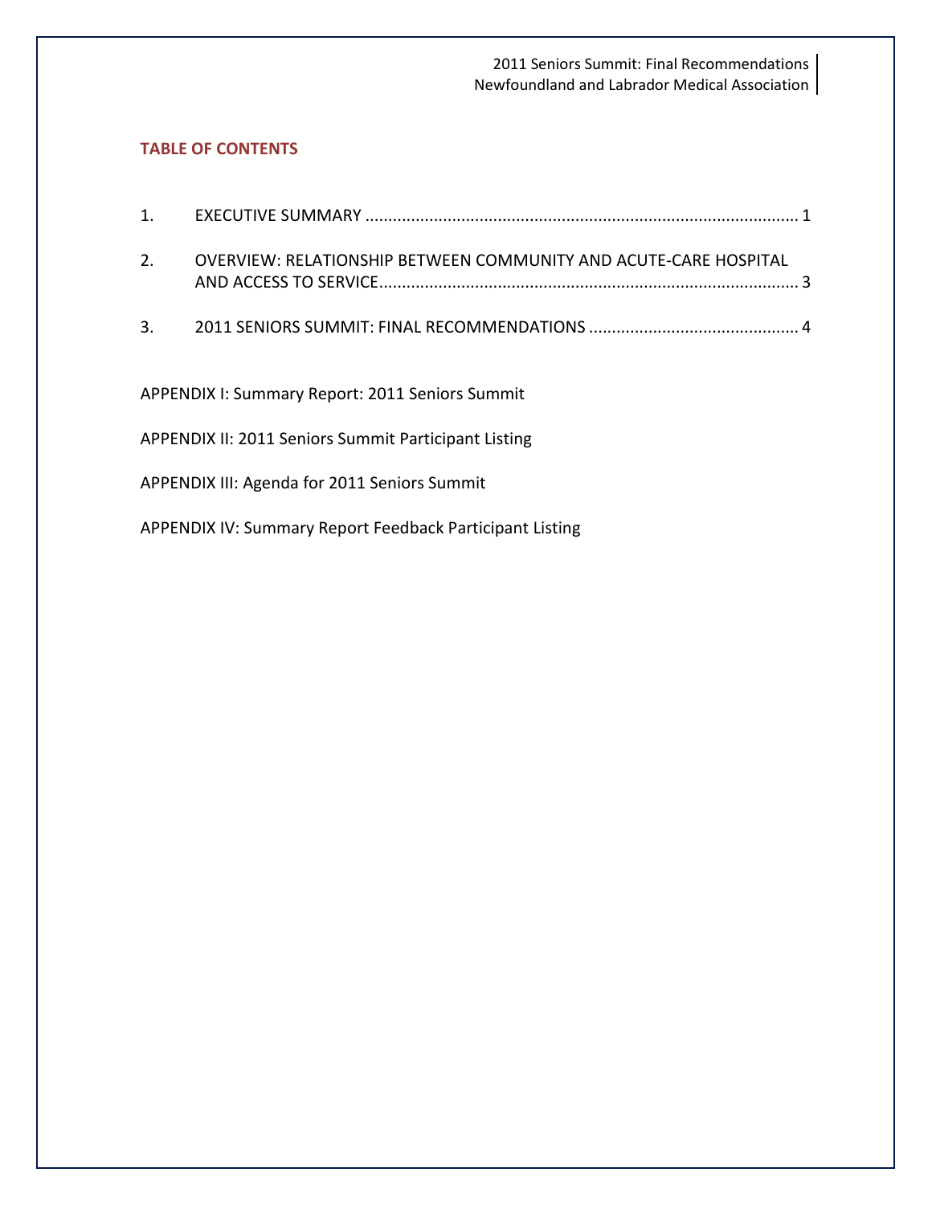## TABLE OF CONTENTS

1. EXECUTIVE SUMMARY ............................................................................................ 1

2. OVERVIEW: RELATIONSHIP BETWEEN COMMUNITY AND ACUTE-CARE HOSPITAL AND ACCESS TO SERVICE ........................................................................................ 3

3. 2011 SENIORS SUMMIT: FINAL RECOMMENDATIONS ............................................. 4

APPENDIX I: Summary Report: 2011 Seniors Summit

APPENDIX II: 2011 Seniors Summit Participant Listing

APPENDIX III: Agenda for 2011 Seniors Summit

APPENDIX IV: Summary Report Feedback Participant Listing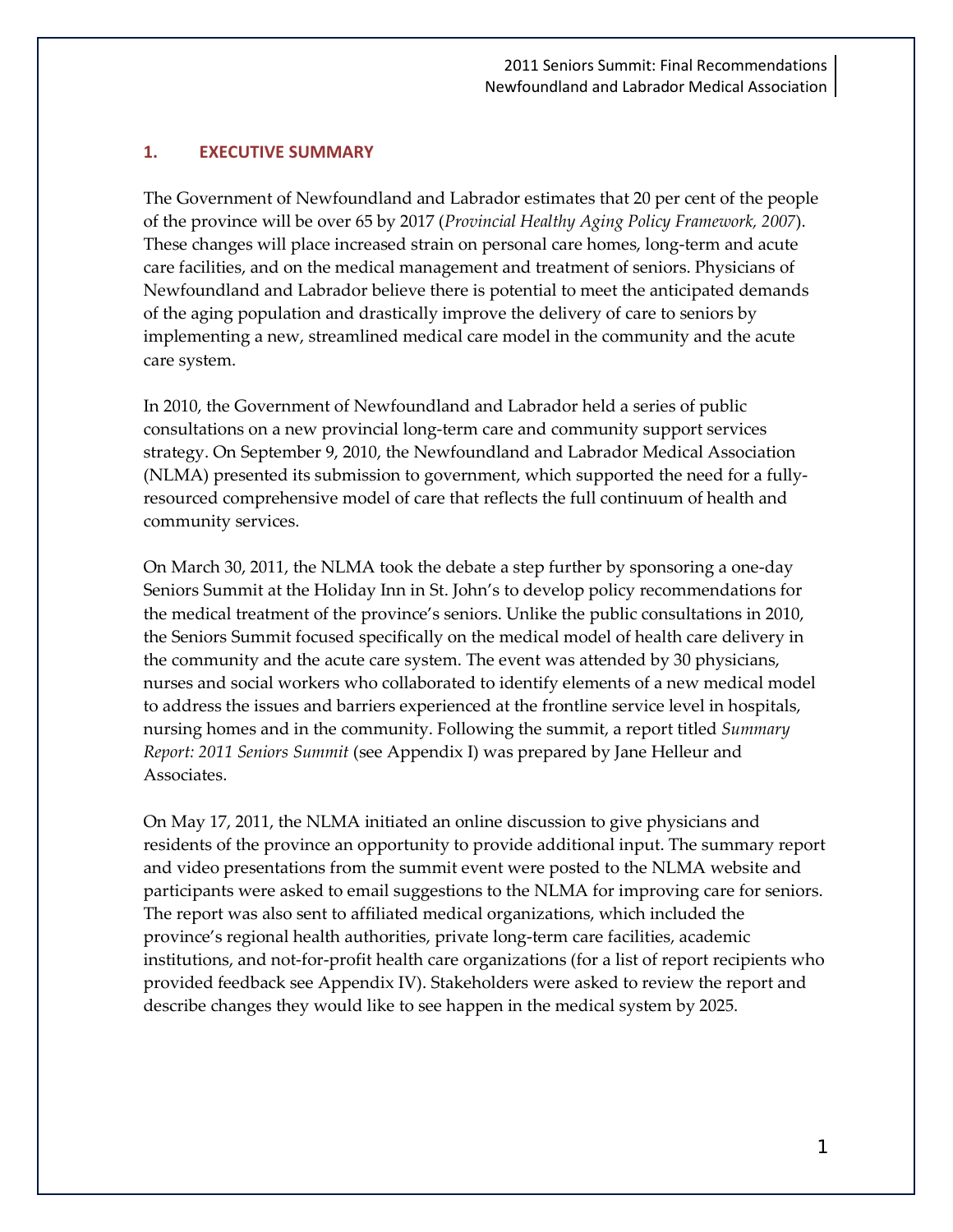## 1. EXECUTIVE SUMMARY

The Government of Newfoundland and Labrador estimates that 20 per cent of the people of the province will be over 65 by 2017 (*Provincial Healthy Aging Policy Framework, 2007*). These changes will place increased strain on personal care homes, long-term and acute care facilities, and on the medical management and treatment of seniors. Physicians of Newfoundland and Labrador believe there is potential to meet the anticipated demands of the aging population and drastically improve the delivery of care to seniors by implementing a new, streamlined medical care model in the community and the acute care system.

In 2010, the Government of Newfoundland and Labrador held a series of public consultations on a new provincial long-term care and community support services strategy. On September 9, 2010, the Newfoundland and Labrador Medical Association (NLMA) presented its submission to government, which supported the need for a fully-resourced comprehensive model of care that reflects the full continuum of health and community services.

On March 30, 2011, the NLMA took the debate a step further by sponsoring a one-day Seniors Summit at the Holiday Inn in St. John's to develop policy recommendations for the medical treatment of the province's seniors. Unlike the public consultations in 2010, the Seniors Summit focused specifically on the medical model of health care delivery in the community and the acute care system. The event was attended by 30 physicians, nurses and social workers who collaborated to identify elements of a new medical model to address the issues and barriers experienced at the frontline service level in hospitals, nursing homes and in the community. Following the summit, a report titled *Summary Report: 2011 Seniors Summit* (see Appendix I) was prepared by Jane Helleur and Associates.

On May 17, 2011, the NLMA initiated an online discussion to give physicians and residents of the province an opportunity to provide additional input. The summary report and video presentations from the summit event were posted to the NLMA website and participants were asked to email suggestions to the NLMA for improving care for seniors. The report was also sent to affiliated medical organizations, which included the province's regional health authorities, private long-term care facilities, academic institutions, and not-for-profit health care organizations (for a list of report recipients who provided feedback see Appendix IV). Stakeholders were asked to review the report and describe changes they would like to see happen in the medical system by 2025.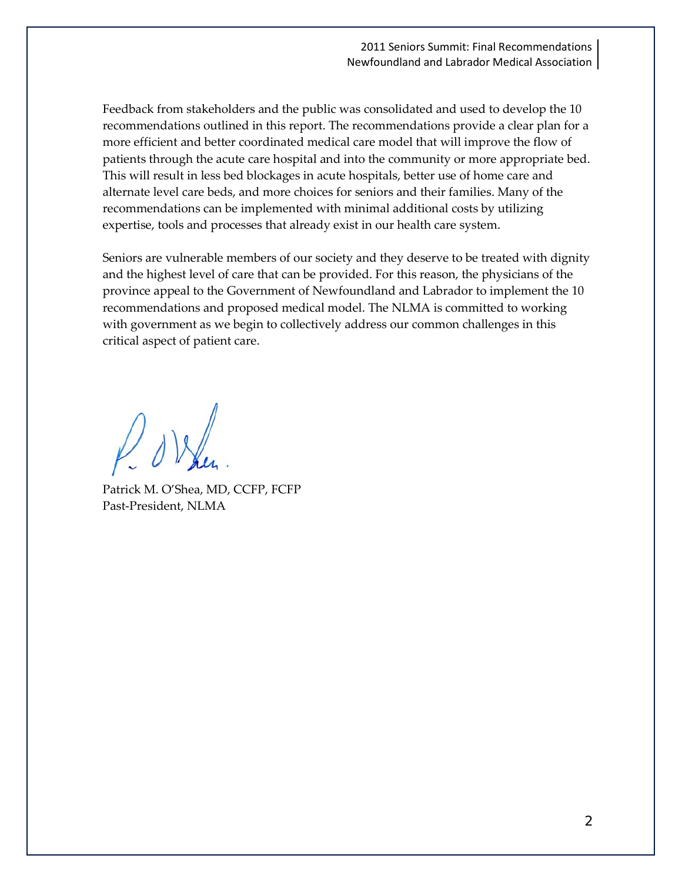Feedback from stakeholders and the public was consolidated and used to develop the 10 recommendations outlined in this report. The recommendations provide a clear plan for a more efficient and better coordinated medical care model that will improve the flow of patients through the acute care hospital and into the community or more appropriate bed. This will result in less bed blockages in acute hospitals, better use of home care and alternate level care beds, and more choices for seniors and their families. Many of the recommendations can be implemented with minimal additional costs by utilizing expertise, tools and processes that already exist in our health care system.

Seniors are vulnerable members of our society and they deserve to be treated with dignity and the highest level of care that can be provided. For this reason, the physicians of the province appeal to the Government of Newfoundland and Labrador to implement the 10 recommendations and proposed medical model. The NLMA is committed to working with government as we begin to collectively address our common challenges in this critical aspect of patient care.

Patrick M. O'Shea, MD, CCFP, FCFP
Past-President, NLMA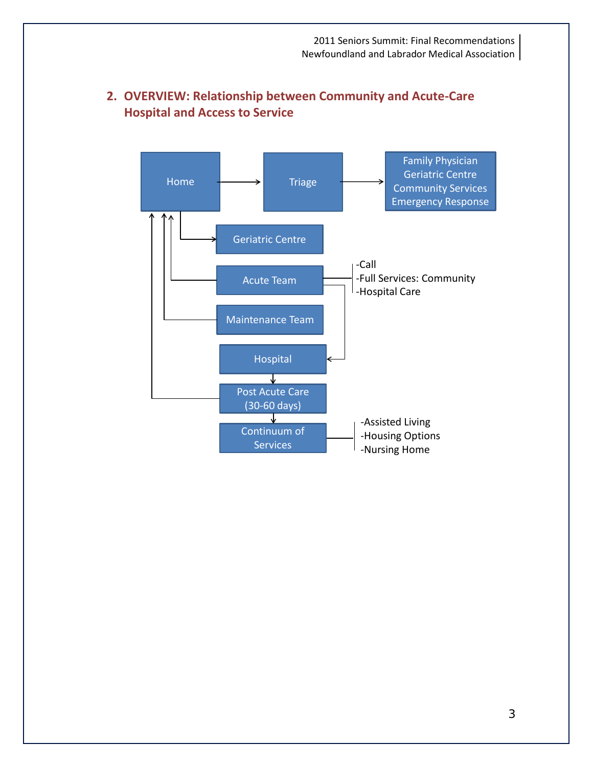## 2. OVERVIEW: Relationship between Community and Acute-Care Hospital and Access to Service

Home → Triage → Family Physician / Geriatric Centre / Community Services / Emergency Response

Home → Geriatric Centre

Acute Team → Home
- -Call
- -Full Services: Community
- -Hospital Care

Acute Team → Hospital

Maintenance Team → Home

Hospital → Post Acute Care (30-60 days)

Post Acute Care (30-60 days) → Home

Post Acute Care (30-60 days) → Continuum of Services
- -Assisted Living
- -Housing Options
- -Nursing Home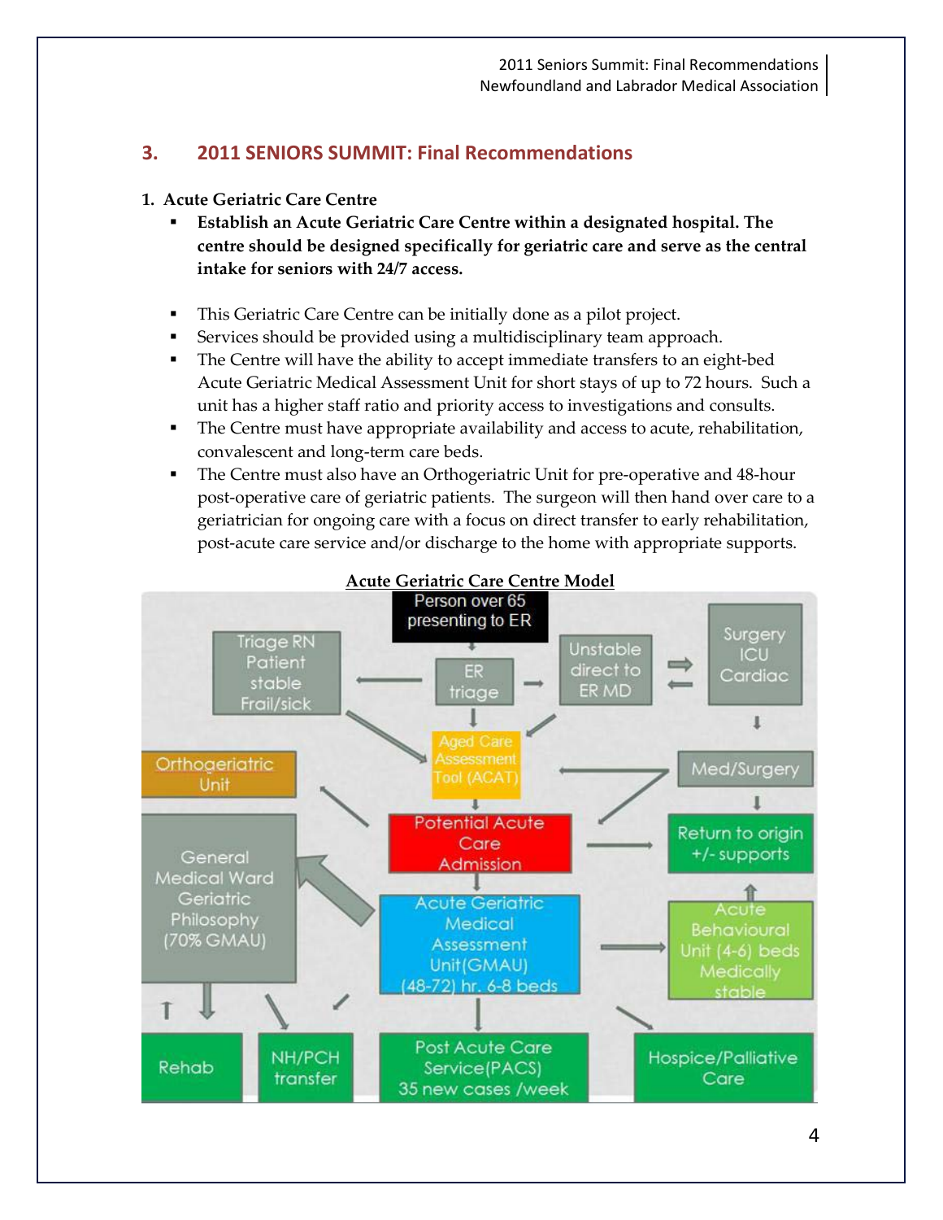## 3. 2011 SENIORS SUMMIT: Final Recommendations

**1. Acute Geriatric Care Centre**

- **Establish an Acute Geriatric Care Centre within a designated hospital. The centre should be designed specifically for geriatric care and serve as the central intake for seniors with 24/7 access.**

- This Geriatric Care Centre can be initially done as a pilot project.
- Services should be provided using a multidisciplinary team approach.
- The Centre will have the ability to accept immediate transfers to an eight-bed Acute Geriatric Medical Assessment Unit for short stays of up to 72 hours. Such a unit has a higher staff ratio and priority access to investigations and consults.
- The Centre must have appropriate availability and access to acute, rehabilitation, convalescent and long-term care beds.
- The Centre must also have an Orthogeriatric Unit for pre-operative and 48-hour post-operative care of geriatric patients. The surgeon will then hand over care to a geriatrician for ongoing care with a focus on direct transfer to early rehabilitation, post-acute care service and/or discharge to the home with appropriate supports.

**Acute Geriatric Care Centre Model**

Person over 65 presenting to ER

Triage RN Patient stable Frail/sick

ER triage

Unstable direct to ER MD

Surgery ICU Cardiac

Aged Care Assessment Tool (ACAT)

Orthogeriatric Unit

Med/Surgery

Potential Acute Care Admission

Return to origin +/- supports

General Medical Ward Geriatric Philosophy (70% GMAU)

Acute Geriatric Medical Assessment Unit (GMAU) (48-72) hr. 6-8 beds

Acute Behavioural Unit (4-6) beds Medically stable

Rehab

NH/PCH transfer

Post Acute Care Service (PACS) 35 new cases /week

Hospice/Palliative Care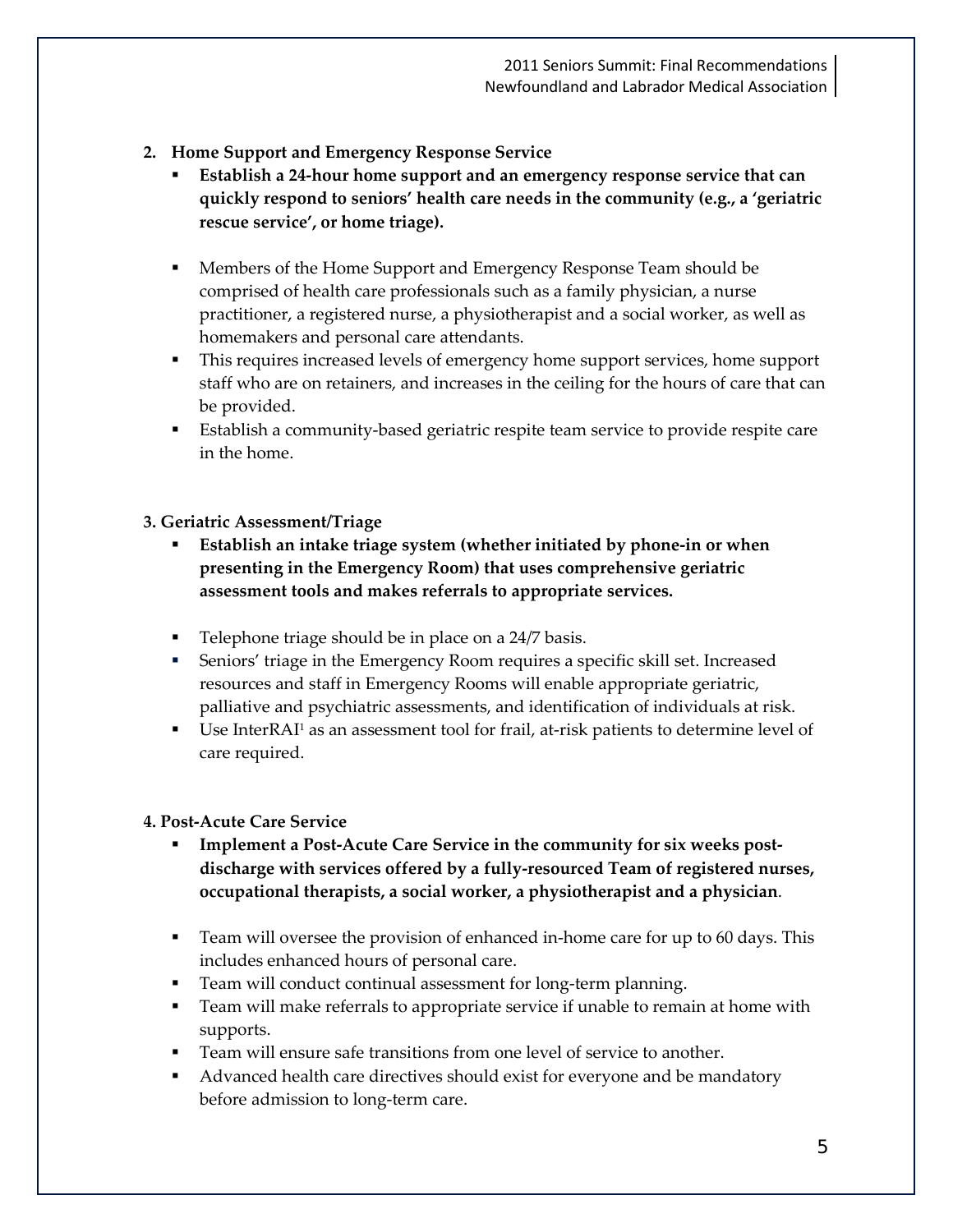## 2. Home Support and Emergency Response Service

- **Establish a 24-hour home support and an emergency response service that can quickly respond to seniors' health care needs in the community (e.g., a 'geriatric rescue service', or home triage).**

- Members of the Home Support and Emergency Response Team should be comprised of health care professionals such as a family physician, a nurse practitioner, a registered nurse, a physiotherapist and a social worker, as well as homemakers and personal care attendants.
- This requires increased levels of emergency home support services, home support staff who are on retainers, and increases in the ceiling for the hours of care that can be provided.
- Establish a community-based geriatric respite team service to provide respite care in the home.

## 3. Geriatric Assessment/Triage

- **Establish an intake triage system (whether initiated by phone-in or when presenting in the Emergency Room) that uses comprehensive geriatric assessment tools and makes referrals to appropriate services.**

- Telephone triage should be in place on a 24/7 basis.
- Seniors' triage in the Emergency Room requires a specific skill set. Increased resources and staff in Emergency Rooms will enable appropriate geriatric, palliative and psychiatric assessments, and identification of individuals at risk.
- Use InterRAI[1] as an assessment tool for frail, at-risk patients to determine level of care required.

## 4. Post-Acute Care Service

- **Implement a Post-Acute Care Service in the community for six weeks post-discharge with services offered by a fully-resourced Team of registered nurses, occupational therapists, a social worker, a physiotherapist and a physician**.

- Team will oversee the provision of enhanced in-home care for up to 60 days. This includes enhanced hours of personal care.
- Team will conduct continual assessment for long-term planning.
- Team will make referrals to appropriate service if unable to remain at home with supports.
- Team will ensure safe transitions from one level of service to another.
- Advanced health care directives should exist for everyone and be mandatory before admission to long-term care.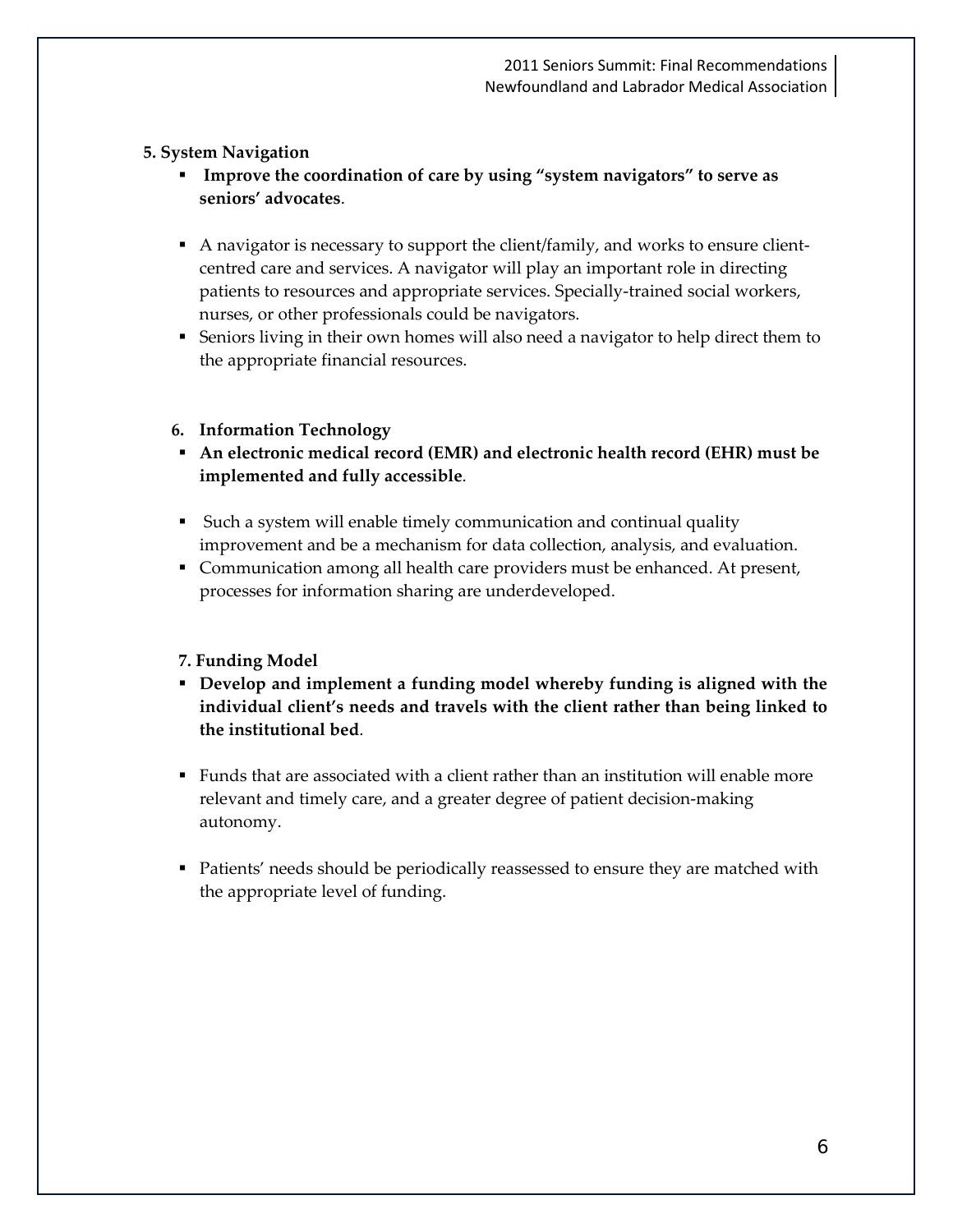**5. System Navigation**

- **Improve the coordination of care by using "system navigators" to serve as seniors' advocates**.

- A navigator is necessary to support the client/family, and works to ensure client-centred care and services. A navigator will play an important role in directing patients to resources and appropriate services. Specially-trained social workers, nurses, or other professionals could be navigators.
- Seniors living in their own homes will also need a navigator to help direct them to the appropriate financial resources.

**6. Information Technology**

- **An electronic medical record (EMR) and electronic health record (EHR) must be implemented and fully accessible**.

- Such a system will enable timely communication and continual quality improvement and be a mechanism for data collection, analysis, and evaluation.
- Communication among all health care providers must be enhanced. At present, processes for information sharing are underdeveloped.

**7. Funding Model**

- **Develop and implement a funding model whereby funding is aligned with the individual client's needs and travels with the client rather than being linked to the institutional bed**.

- Funds that are associated with a client rather than an institution will enable more relevant and timely care, and a greater degree of patient decision-making autonomy.

- Patients' needs should be periodically reassessed to ensure they are matched with the appropriate level of funding.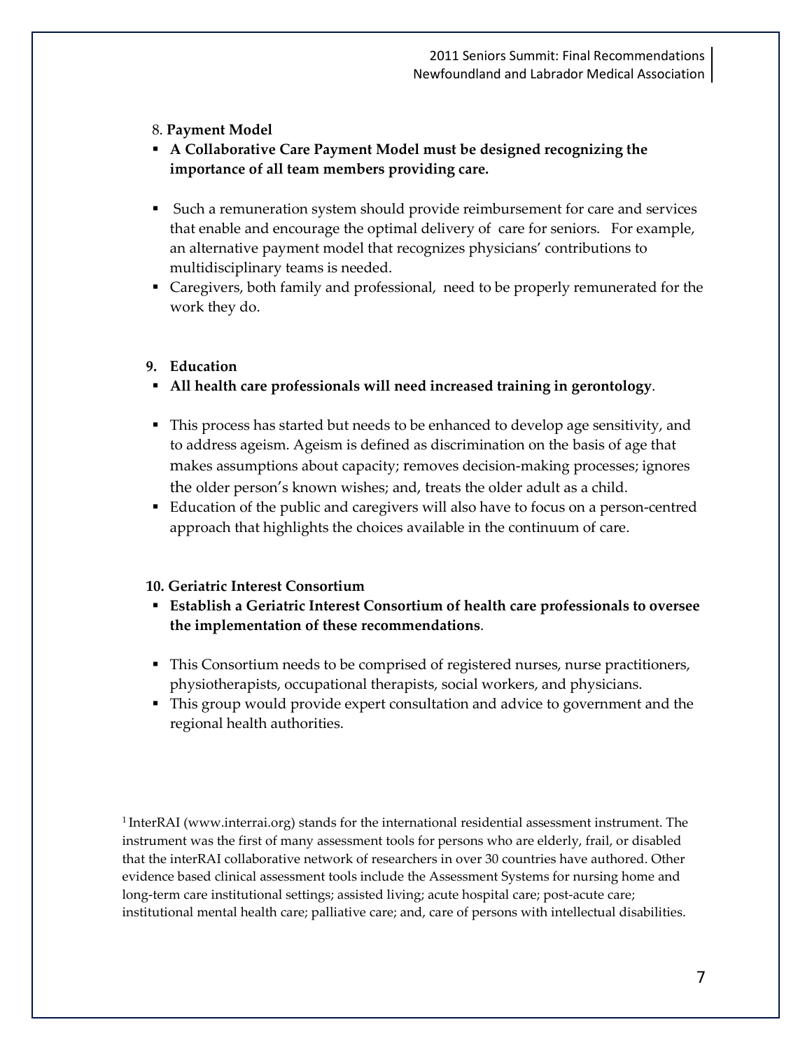8. **Payment Model**

- **A Collaborative Care Payment Model must be designed recognizing the importance of all team members providing care.**

- Such a remuneration system should provide reimbursement for care and services that enable and encourage the optimal delivery of care for seniors. For example, an alternative payment model that recognizes physicians' contributions to multidisciplinary teams is needed.
- Caregivers, both family and professional, need to be properly remunerated for the work they do.

**9. Education**

- **All health care professionals will need increased training in gerontology**.

- This process has started but needs to be enhanced to develop age sensitivity, and to address ageism. Ageism is defined as discrimination on the basis of age that makes assumptions about capacity; removes decision-making processes; ignores the older person's known wishes; and, treats the older adult as a child.
- Education of the public and caregivers will also have to focus on a person-centred approach that highlights the choices available in the continuum of care.

**10. Geriatric Interest Consortium**

- **Establish a Geriatric Interest Consortium of health care professionals to oversee the implementation of these recommendations**.

- This Consortium needs to be comprised of registered nurses, nurse practitioners, physiotherapists, occupational therapists, social workers, and physicians.
- This group would provide expert consultation and advice to government and the regional health authorities.

[1] InterRAI (www.interrai.org) stands for the international residential assessment instrument. The instrument was the first of many assessment tools for persons who are elderly, frail, or disabled that the interRAI collaborative network of researchers in over 30 countries have authored. Other evidence based clinical assessment tools include the Assessment Systems for nursing home and long-term care institutional settings; assisted living; acute hospital care; post-acute care; institutional mental health care; palliative care; and, care of persons with intellectual disabilities.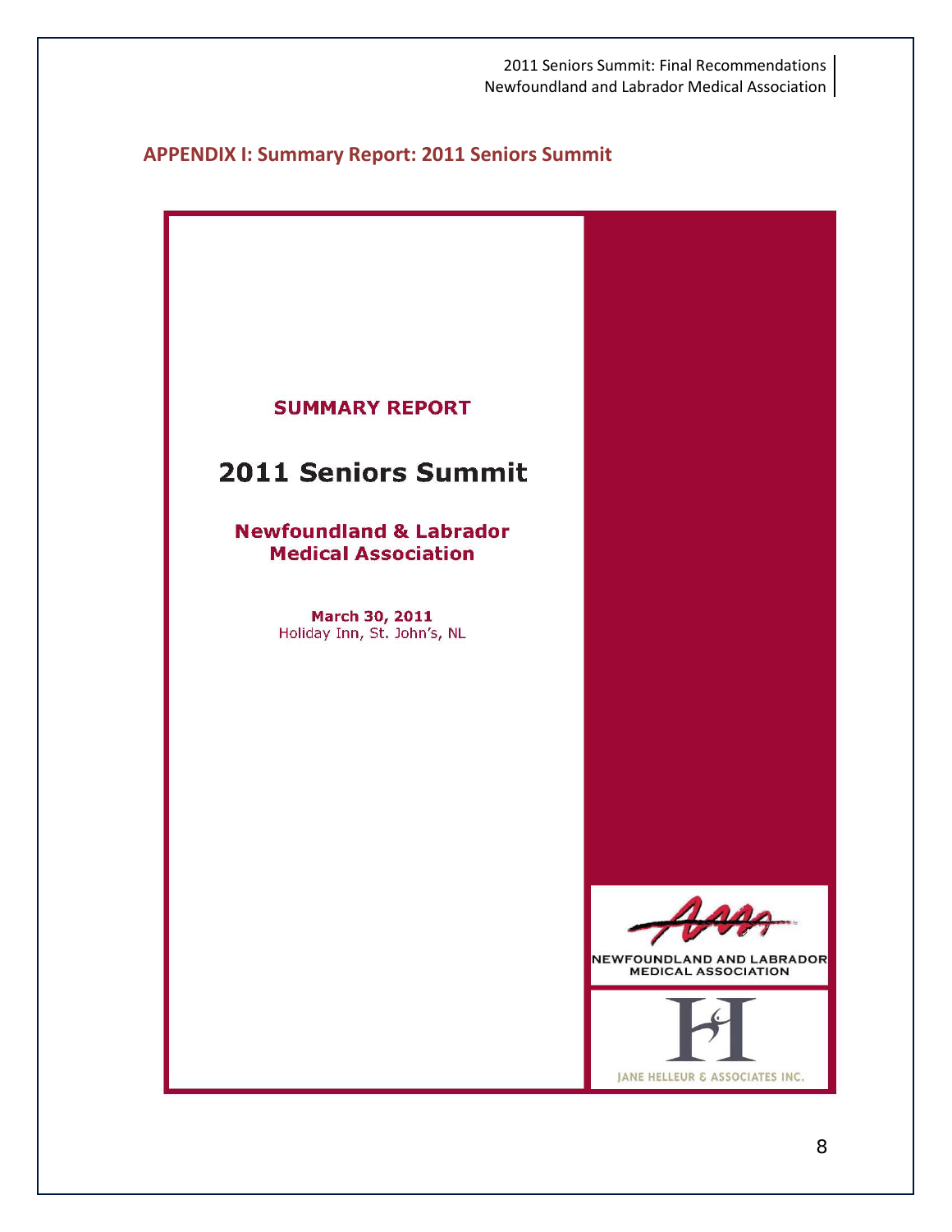## APPENDIX I: Summary Report: 2011 Seniors Summit

**SUMMARY REPORT**

# 2011 Seniors Summit

**Newfoundland & Labrador Medical Association**

**March 30, 2011**
Holiday Inn, St. John's, NL

NEWFOUNDLAND AND LABRADOR MEDICAL ASSOCIATION

JANE HELLEUR & ASSOCIATES INC.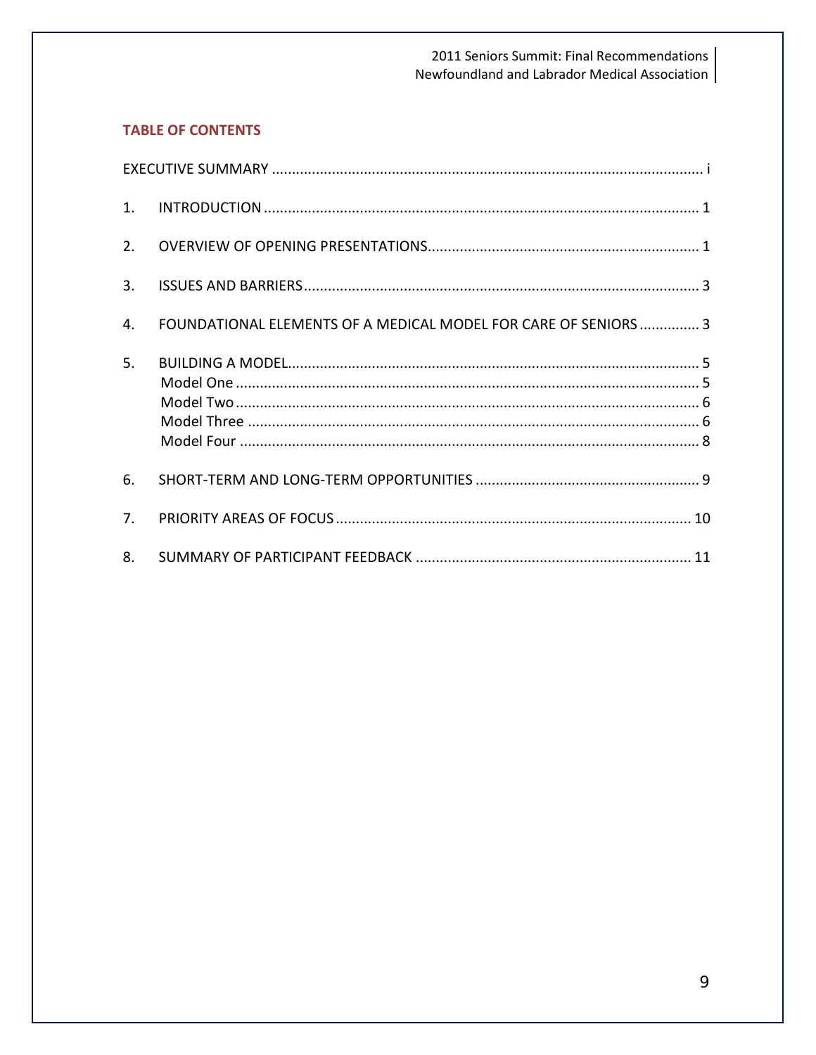## TABLE OF CONTENTS

EXECUTIVE SUMMARY .......... i

1. INTRODUCTION .......... 1
2. OVERVIEW OF OPENING PRESENTATIONS .......... 1
3. ISSUES AND BARRIERS .......... 3
4. FOUNDATIONAL ELEMENTS OF A MEDICAL MODEL FOR CARE OF SENIORS .......... 3
5. BUILDING A MODEL .......... 5
   - Model One .......... 5
   - Model Two .......... 6
   - Model Three .......... 6
   - Model Four .......... 8
6. SHORT-TERM AND LONG-TERM OPPORTUNITIES .......... 9
7. PRIORITY AREAS OF FOCUS .......... 10
8. SUMMARY OF PARTICIPANT FEEDBACK .......... 11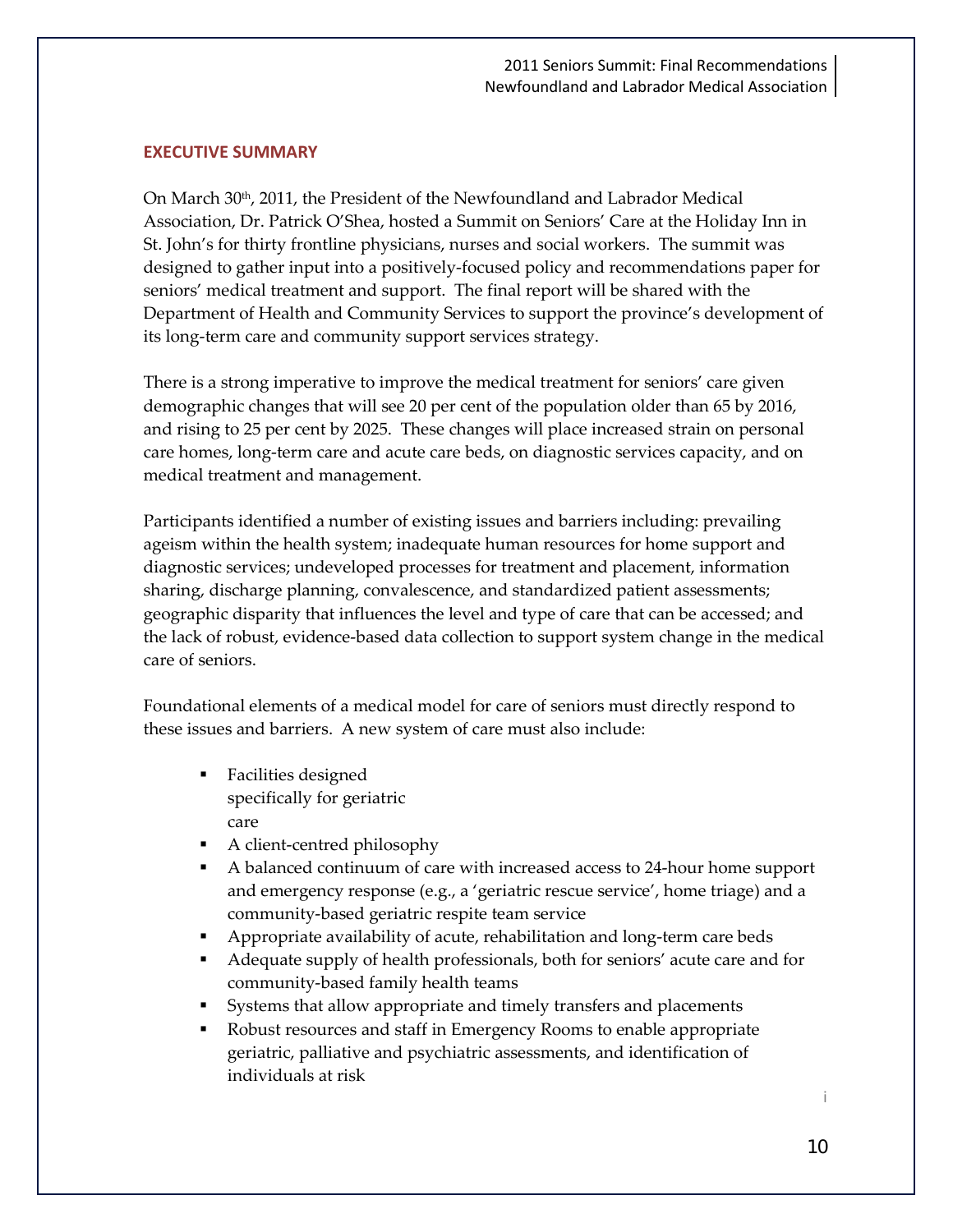## EXECUTIVE SUMMARY

On March 30th, 2011, the President of the Newfoundland and Labrador Medical Association, Dr. Patrick O'Shea, hosted a Summit on Seniors' Care at the Holiday Inn in St. John's for thirty frontline physicians, nurses and social workers. The summit was designed to gather input into a positively-focused policy and recommendations paper for seniors' medical treatment and support. The final report will be shared with the Department of Health and Community Services to support the province's development of its long-term care and community support services strategy.

There is a strong imperative to improve the medical treatment for seniors' care given demographic changes that will see 20 per cent of the population older than 65 by 2016, and rising to 25 per cent by 2025. These changes will place increased strain on personal care homes, long-term care and acute care beds, on diagnostic services capacity, and on medical treatment and management.

Participants identified a number of existing issues and barriers including: prevailing ageism within the health system; inadequate human resources for home support and diagnostic services; undeveloped processes for treatment and placement, information sharing, discharge planning, convalescence, and standardized patient assessments; geographic disparity that influences the level and type of care that can be accessed; and the lack of robust, evidence-based data collection to support system change in the medical care of seniors.

Foundational elements of a medical model for care of seniors must directly respond to these issues and barriers. A new system of care must also include:

- Facilities designed specifically for geriatric care
- A client-centred philosophy
- A balanced continuum of care with increased access to 24-hour home support and emergency response (e.g., a 'geriatric rescue service', home triage) and a community-based geriatric respite team service
- Appropriate availability of acute, rehabilitation and long-term care beds
- Adequate supply of health professionals, both for seniors' acute care and for community-based family health teams
- Systems that allow appropriate and timely transfers and placements
- Robust resources and staff in Emergency Rooms to enable appropriate geriatric, palliative and psychiatric assessments, and identification of individuals at risk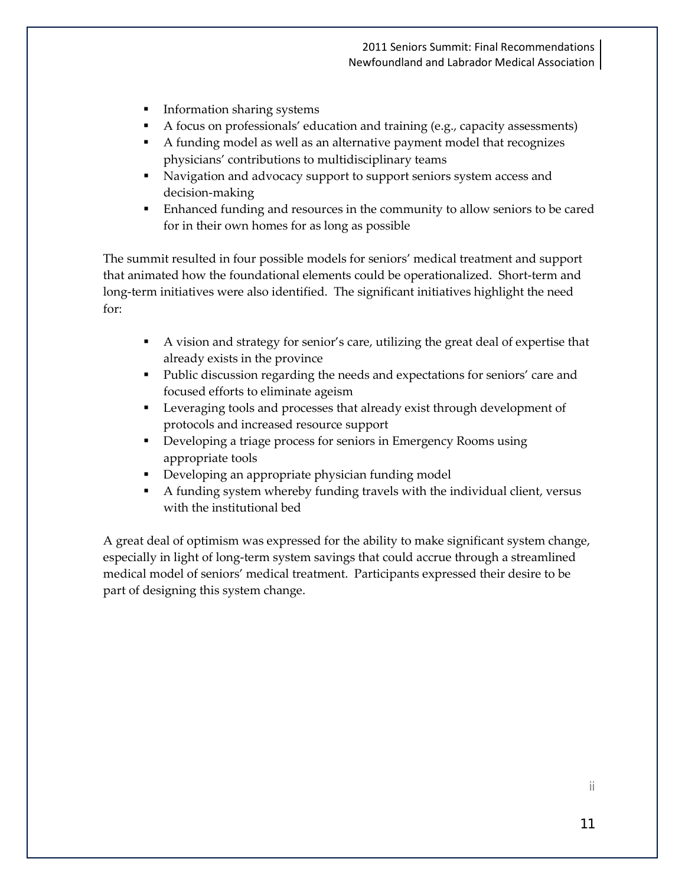- Information sharing systems
- A focus on professionals' education and training (e.g., capacity assessments)
- A funding model as well as an alternative payment model that recognizes physicians' contributions to multidisciplinary teams
- Navigation and advocacy support to support seniors system access and decision-making
- Enhanced funding and resources in the community to allow seniors to be cared for in their own homes for as long as possible

The summit resulted in four possible models for seniors' medical treatment and support that animated how the foundational elements could be operationalized. Short-term and long-term initiatives were also identified. The significant initiatives highlight the need for:

- A vision and strategy for senior's care, utilizing the great deal of expertise that already exists in the province
- Public discussion regarding the needs and expectations for seniors' care and focused efforts to eliminate ageism
- Leveraging tools and processes that already exist through development of protocols and increased resource support
- Developing a triage process for seniors in Emergency Rooms using appropriate tools
- Developing an appropriate physician funding model
- A funding system whereby funding travels with the individual client, versus with the institutional bed

A great deal of optimism was expressed for the ability to make significant system change, especially in light of long-term system savings that could accrue through a streamlined medical model of seniors' medical treatment. Participants expressed their desire to be part of designing this system change.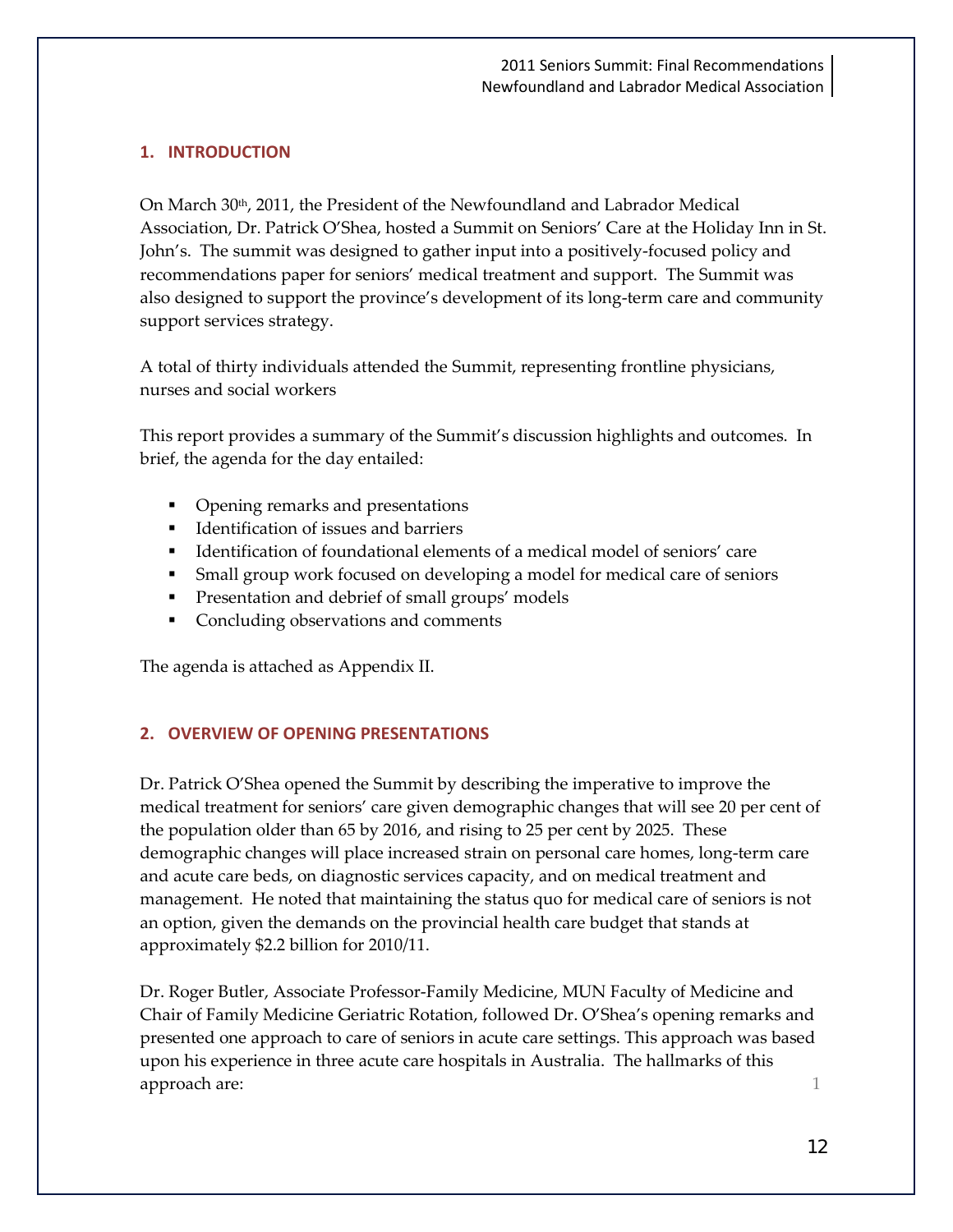## 1. INTRODUCTION

On March 30th, 2011, the President of the Newfoundland and Labrador Medical Association, Dr. Patrick O'Shea, hosted a Summit on Seniors' Care at the Holiday Inn in St. John's. The summit was designed to gather input into a positively-focused policy and recommendations paper for seniors' medical treatment and support. The Summit was also designed to support the province's development of its long-term care and community support services strategy.

A total of thirty individuals attended the Summit, representing frontline physicians, nurses and social workers

This report provides a summary of the Summit's discussion highlights and outcomes. In brief, the agenda for the day entailed:

- Opening remarks and presentations
- Identification of issues and barriers
- Identification of foundational elements of a medical model of seniors' care
- Small group work focused on developing a model for medical care of seniors
- Presentation and debrief of small groups' models
- Concluding observations and comments

The agenda is attached as Appendix II.

## 2. OVERVIEW OF OPENING PRESENTATIONS

Dr. Patrick O'Shea opened the Summit by describing the imperative to improve the medical treatment for seniors' care given demographic changes that will see 20 per cent of the population older than 65 by 2016, and rising to 25 per cent by 2025. These demographic changes will place increased strain on personal care homes, long-term care and acute care beds, on diagnostic services capacity, and on medical treatment and management. He noted that maintaining the status quo for medical care of seniors is not an option, given the demands on the provincial health care budget that stands at approximately $2.2 billion for 2010/11.

Dr. Roger Butler, Associate Professor-Family Medicine, MUN Faculty of Medicine and Chair of Family Medicine Geriatric Rotation, followed Dr. O'Shea's opening remarks and presented one approach to care of seniors in acute care settings. This approach was based upon his experience in three acute care hospitals in Australia. The hallmarks of this approach are: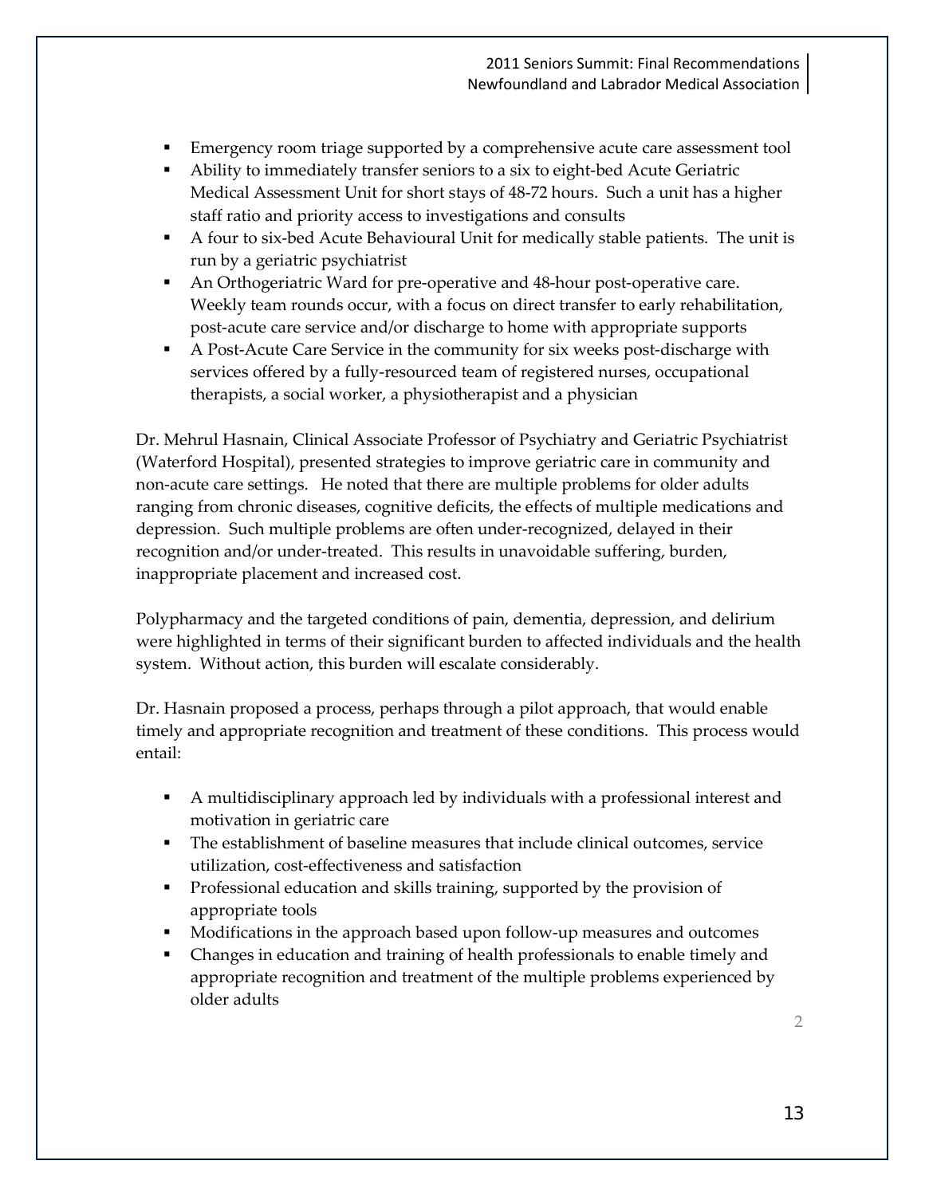- Emergency room triage supported by a comprehensive acute care assessment tool
- Ability to immediately transfer seniors to a six to eight-bed Acute Geriatric Medical Assessment Unit for short stays of 48-72 hours. Such a unit has a higher staff ratio and priority access to investigations and consults
- A four to six-bed Acute Behavioural Unit for medically stable patients. The unit is run by a geriatric psychiatrist
- An Orthogeriatric Ward for pre-operative and 48-hour post-operative care. Weekly team rounds occur, with a focus on direct transfer to early rehabilitation, post-acute care service and/or discharge to home with appropriate supports
- A Post-Acute Care Service in the community for six weeks post-discharge with services offered by a fully-resourced team of registered nurses, occupational therapists, a social worker, a physiotherapist and a physician

Dr. Mehrul Hasnain, Clinical Associate Professor of Psychiatry and Geriatric Psychiatrist (Waterford Hospital), presented strategies to improve geriatric care in community and non-acute care settings. He noted that there are multiple problems for older adults ranging from chronic diseases, cognitive deficits, the effects of multiple medications and depression. Such multiple problems are often under-recognized, delayed in their recognition and/or under-treated. This results in unavoidable suffering, burden, inappropriate placement and increased cost.

Polypharmacy and the targeted conditions of pain, dementia, depression, and delirium were highlighted in terms of their significant burden to affected individuals and the health system. Without action, this burden will escalate considerably.

Dr. Hasnain proposed a process, perhaps through a pilot approach, that would enable timely and appropriate recognition and treatment of these conditions. This process would entail:

- A multidisciplinary approach led by individuals with a professional interest and motivation in geriatric care
- The establishment of baseline measures that include clinical outcomes, service utilization, cost-effectiveness and satisfaction
- Professional education and skills training, supported by the provision of appropriate tools
- Modifications in the approach based upon follow-up measures and outcomes
- Changes in education and training of health professionals to enable timely and appropriate recognition and treatment of the multiple problems experienced by older adults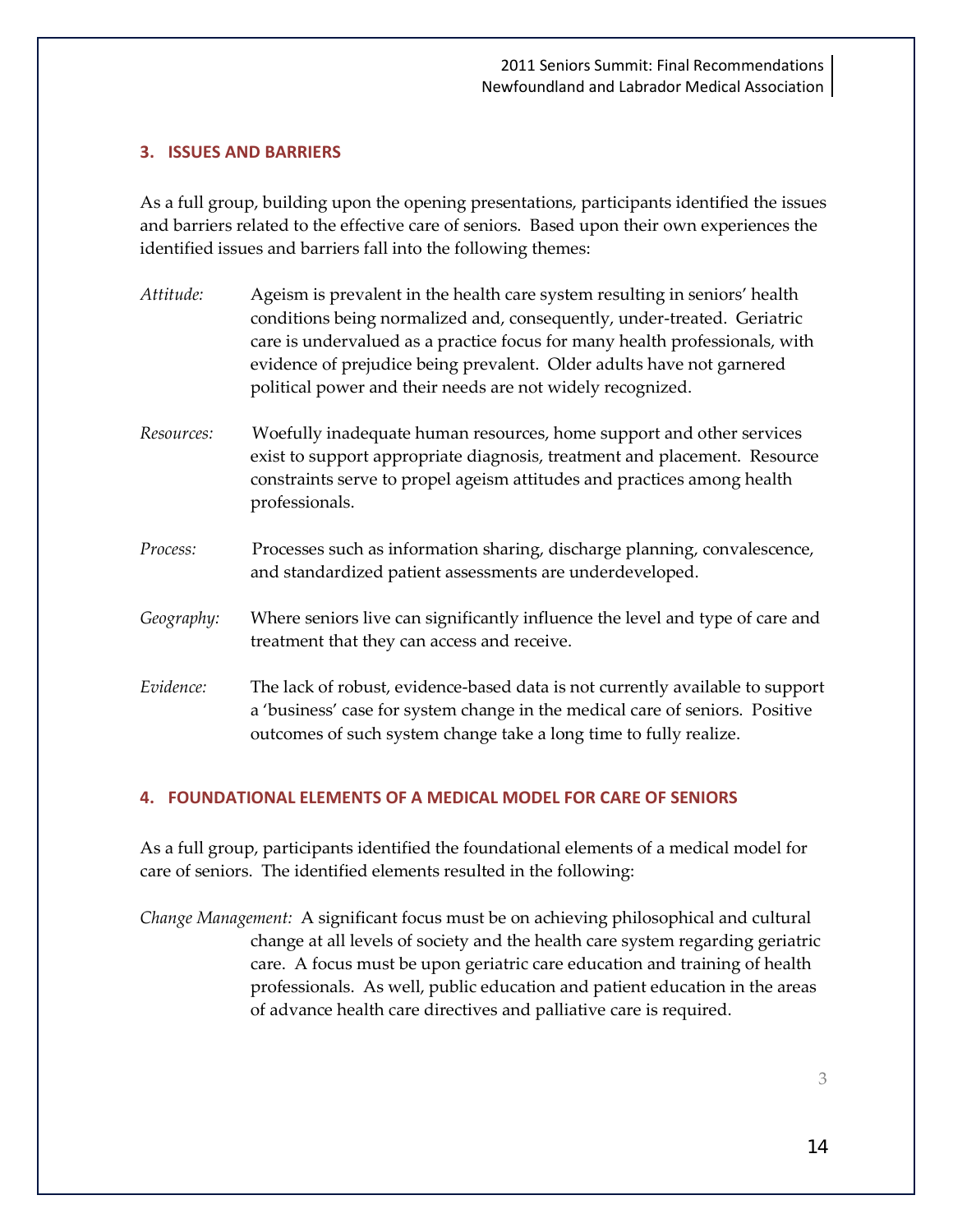## 3. ISSUES AND BARRIERS

As a full group, building upon the opening presentations, participants identified the issues and barriers related to the effective care of seniors. Based upon their own experiences the identified issues and barriers fall into the following themes:

*Attitude:* Ageism is prevalent in the health care system resulting in seniors' health conditions being normalized and, consequently, under-treated. Geriatric care is undervalued as a practice focus for many health professionals, with evidence of prejudice being prevalent. Older adults have not garnered political power and their needs are not widely recognized.

*Resources:* Woefully inadequate human resources, home support and other services exist to support appropriate diagnosis, treatment and placement. Resource constraints serve to propel ageism attitudes and practices among health professionals.

*Process:* Processes such as information sharing, discharge planning, convalescence, and standardized patient assessments are underdeveloped.

*Geography:* Where seniors live can significantly influence the level and type of care and treatment that they can access and receive.

*Evidence:* The lack of robust, evidence-based data is not currently available to support a 'business' case for system change in the medical care of seniors. Positive outcomes of such system change take a long time to fully realize.

## 4. FOUNDATIONAL ELEMENTS OF A MEDICAL MODEL FOR CARE OF SENIORS

As a full group, participants identified the foundational elements of a medical model for care of seniors. The identified elements resulted in the following:

*Change Management:* A significant focus must be on achieving philosophical and cultural change at all levels of society and the health care system regarding geriatric care. A focus must be upon geriatric care education and training of health professionals. As well, public education and patient education in the areas of advance health care directives and palliative care is required.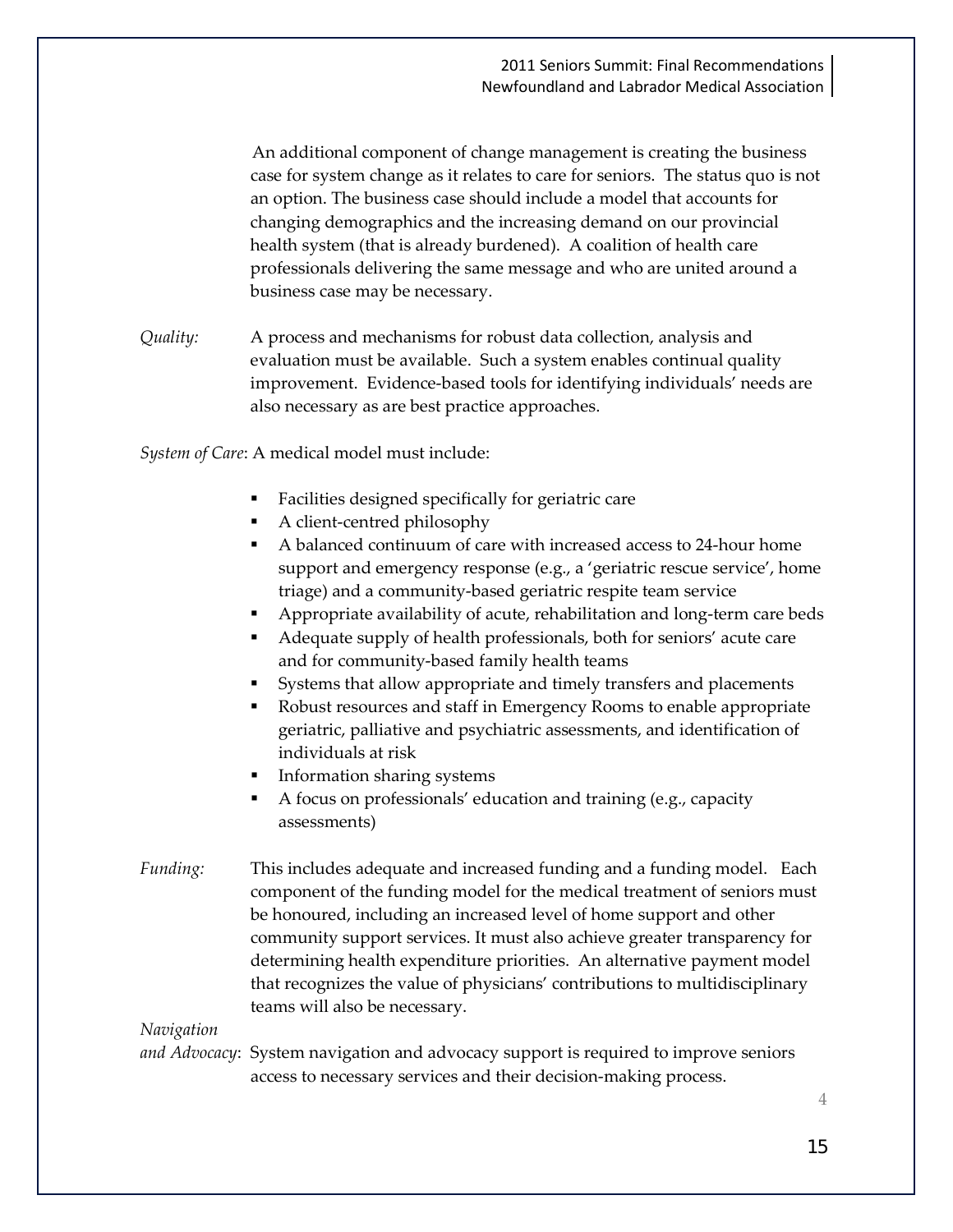An additional component of change management is creating the business case for system change as it relates to care for seniors. The status quo is not an option. The business case should include a model that accounts for changing demographics and the increasing demand on our provincial health system (that is already burdened). A coalition of health care professionals delivering the same message and who are united around a business case may be necessary.

*Quality:* A process and mechanisms for robust data collection, analysis and evaluation must be available. Such a system enables continual quality improvement. Evidence-based tools for identifying individuals' needs are also necessary as are best practice approaches.

*System of Care*: A medical model must include:

- Facilities designed specifically for geriatric care
- A client-centred philosophy
- A balanced continuum of care with increased access to 24-hour home support and emergency response (e.g., a 'geriatric rescue service', home triage) and a community-based geriatric respite team service
- Appropriate availability of acute, rehabilitation and long-term care beds
- Adequate supply of health professionals, both for seniors' acute care and for community-based family health teams
- Systems that allow appropriate and timely transfers and placements
- Robust resources and staff in Emergency Rooms to enable appropriate geriatric, palliative and psychiatric assessments, and identification of individuals at risk
- Information sharing systems
- A focus on professionals' education and training (e.g., capacity assessments)

*Funding:* This includes adequate and increased funding and a funding model. Each component of the funding model for the medical treatment of seniors must be honoured, including an increased level of home support and other community support services. It must also achieve greater transparency for determining health expenditure priorities. An alternative payment model that recognizes the value of physicians' contributions to multidisciplinary teams will also be necessary.

*Navigation and Advocacy*: System navigation and advocacy support is required to improve seniors access to necessary services and their decision-making process.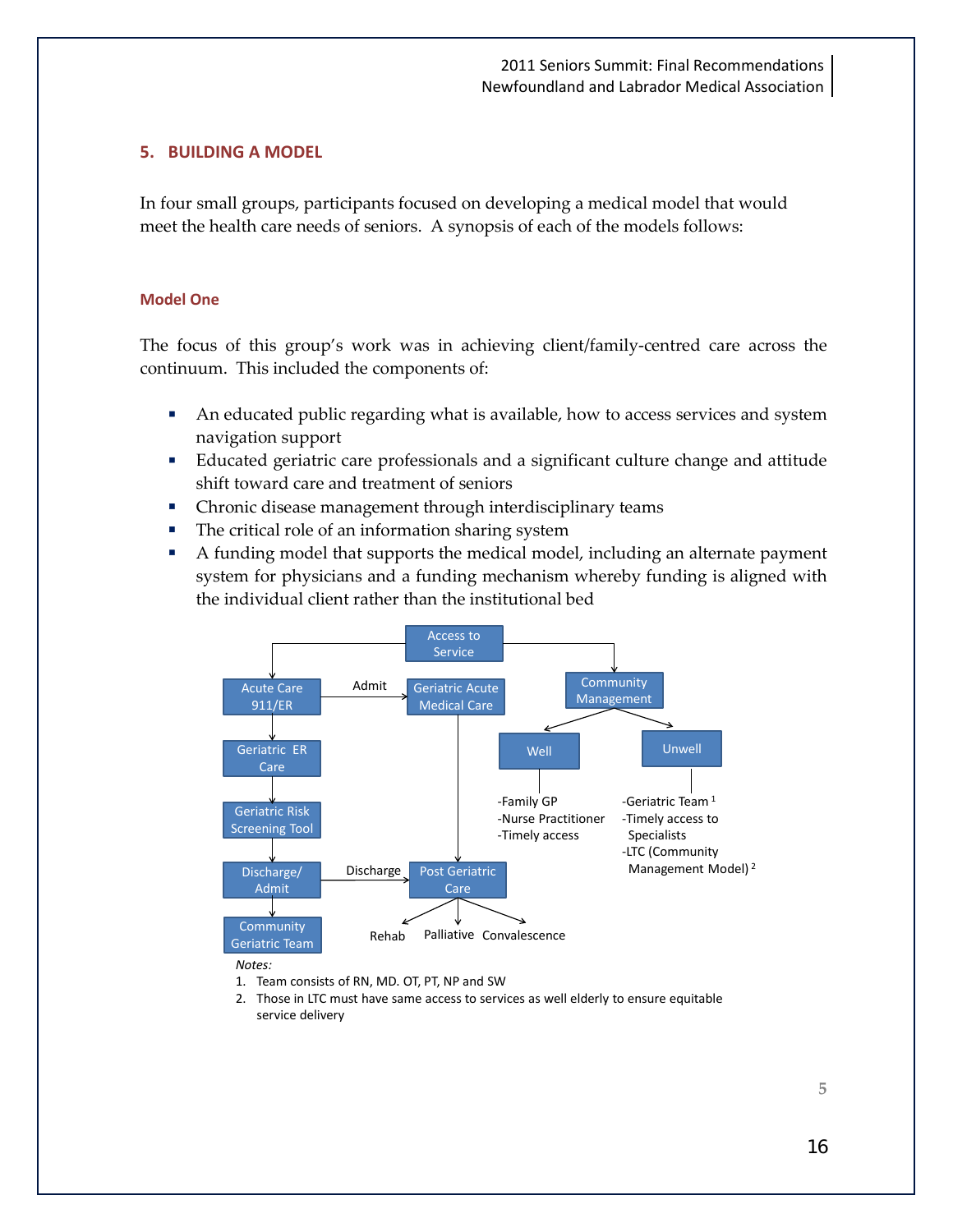## 5. BUILDING A MODEL

In four small groups, participants focused on developing a medical model that would meet the health care needs of seniors. A synopsis of each of the models follows:

### Model One

The focus of this group's work was in achieving client/family-centred care across the continuum. This included the components of:

- An educated public regarding what is available, how to access services and system navigation support
- Educated geriatric care professionals and a significant culture change and attitude shift toward care and treatment of seniors
- Chronic disease management through interdisciplinary teams
- The critical role of an information sharing system
- A funding model that supports the medical model, including an alternate payment system for physicians and a funding mechanism whereby funding is aligned with the individual client rather than the institutional bed

Access to Service

Acute Care 911/ER → (Admit) → Geriatric Acute Medical Care

Acute Care 911/ER → Geriatric ER Care → Geriatric Risk Screening Tool → Discharge/Admit → Community Geriatric Team

Discharge/Admit → (Discharge) → Post Geriatric Care

Geriatric Acute Medical Care → Post Geriatric Care

Post Geriatric Care → Rehab, Palliative, Convalescence

Community Management → Well, Unwell

Well:
- -Family GP
- -Nurse Practitioner
- -Timely access

Unwell:
- -Geriatric Team [1]
- -Timely access to Specialists
- -LTC (Community Management Model) [2]

*Notes:*

1. Team consists of RN, MD. OT, PT, NP and SW
2. Those in LTC must have same access to services as well elderly to ensure equitable service delivery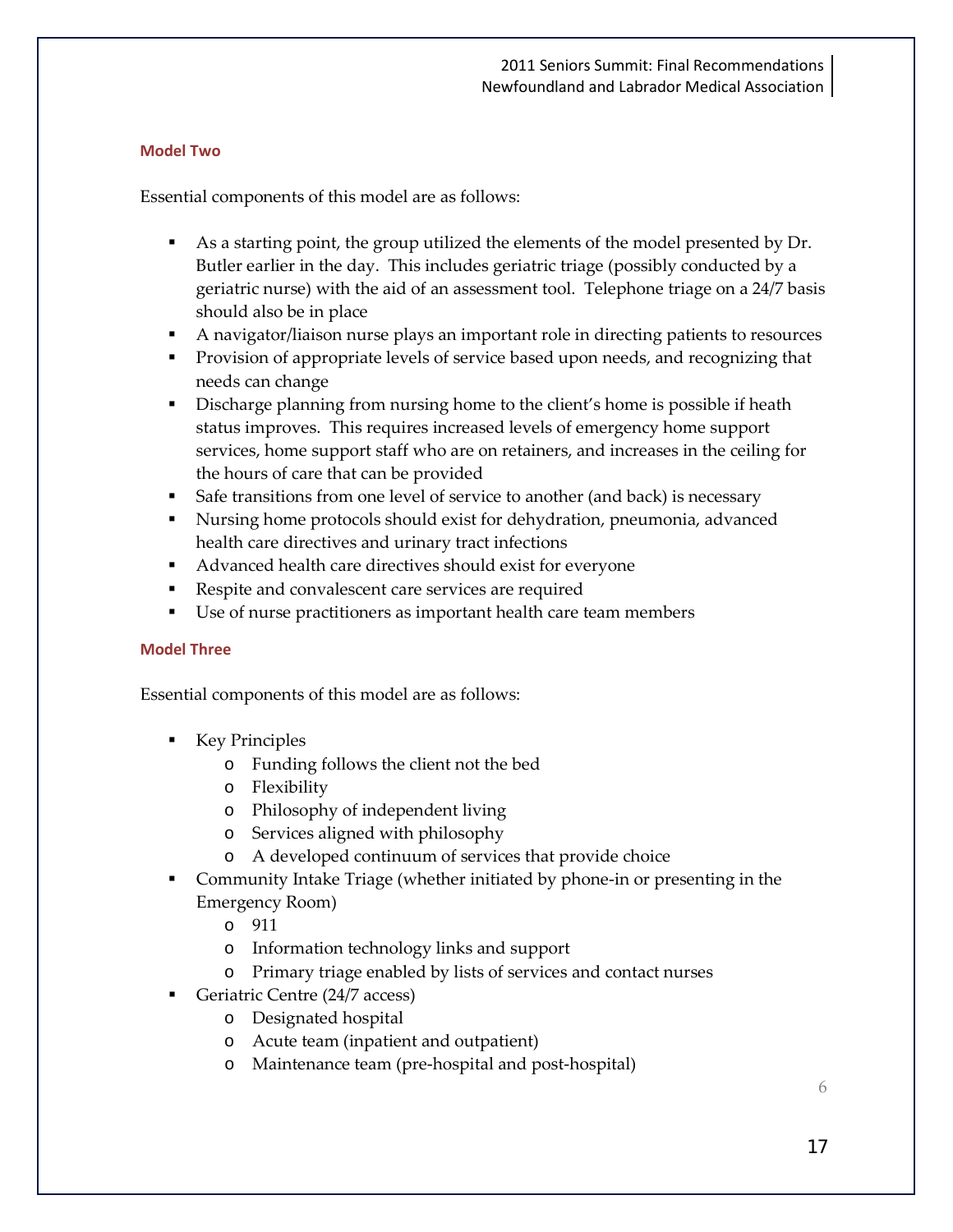### Model Two

Essential components of this model are as follows:

- As a starting point, the group utilized the elements of the model presented by Dr. Butler earlier in the day. This includes geriatric triage (possibly conducted by a geriatric nurse) with the aid of an assessment tool. Telephone triage on a 24/7 basis should also be in place
- A navigator/liaison nurse plays an important role in directing patients to resources
- Provision of appropriate levels of service based upon needs, and recognizing that needs can change
- Discharge planning from nursing home to the client's home is possible if heath status improves. This requires increased levels of emergency home support services, home support staff who are on retainers, and increases in the ceiling for the hours of care that can be provided
- Safe transitions from one level of service to another (and back) is necessary
- Nursing home protocols should exist for dehydration, pneumonia, advanced health care directives and urinary tract infections
- Advanced health care directives should exist for everyone
- Respite and convalescent care services are required
- Use of nurse practitioners as important health care team members

### Model Three

Essential components of this model are as follows:

- Key Principles
  - Funding follows the client not the bed
  - Flexibility
  - Philosophy of independent living
  - Services aligned with philosophy
  - A developed continuum of services that provide choice
- Community Intake Triage (whether initiated by phone-in or presenting in the Emergency Room)
  - 911
  - Information technology links and support
  - Primary triage enabled by lists of services and contact nurses
- Geriatric Centre (24/7 access)
  - Designated hospital
  - Acute team (inpatient and outpatient)
  - Maintenance team (pre-hospital and post-hospital)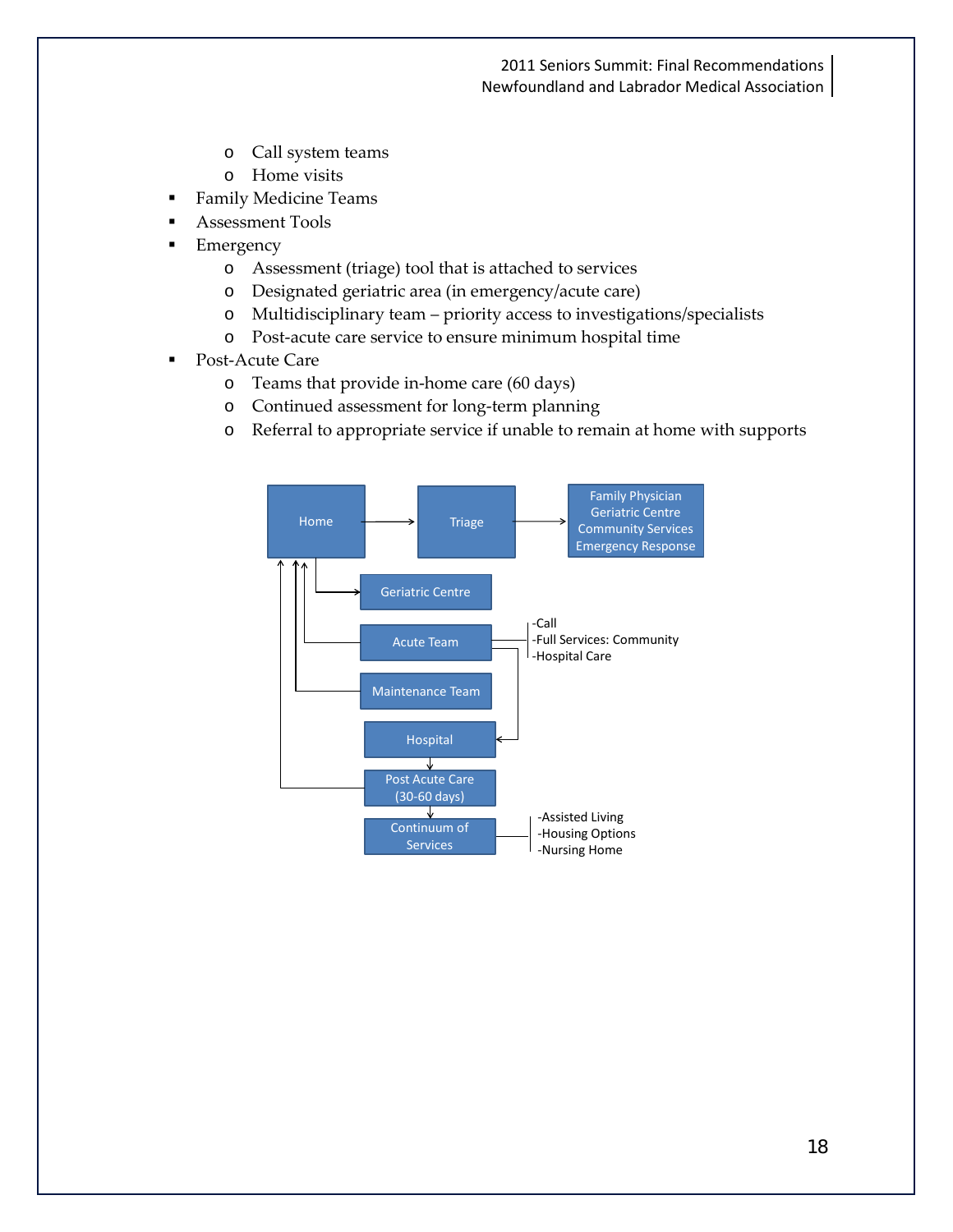- Call system teams
    - Home visits
- Family Medicine Teams
- Assessment Tools
- Emergency
    - Assessment (triage) tool that is attached to services
    - Designated geriatric area (in emergency/acute care)
    - Multidisciplinary team – priority access to investigations/specialists
    - Post-acute care service to ensure minimum hospital time
- Post-Acute Care
    - Teams that provide in-home care (60 days)
    - Continued assessment for long-term planning
    - Referral to appropriate service if unable to remain at home with supports

Home → Triage → Family Physician / Geriatric Centre / Community Services / Emergency Response

Home → Geriatric Centre

Acute Team → Home
- -Call
- -Full Services: Community
- -Hospital Care

Acute Team → Hospital

Maintenance Team → Home

Hospital → Post Acute Care (30-60 days)

Post Acute Care (30-60 days) → Home

Post Acute Care (30-60 days) → Continuum of Services
- -Assisted Living
- -Housing Options
- -Nursing Home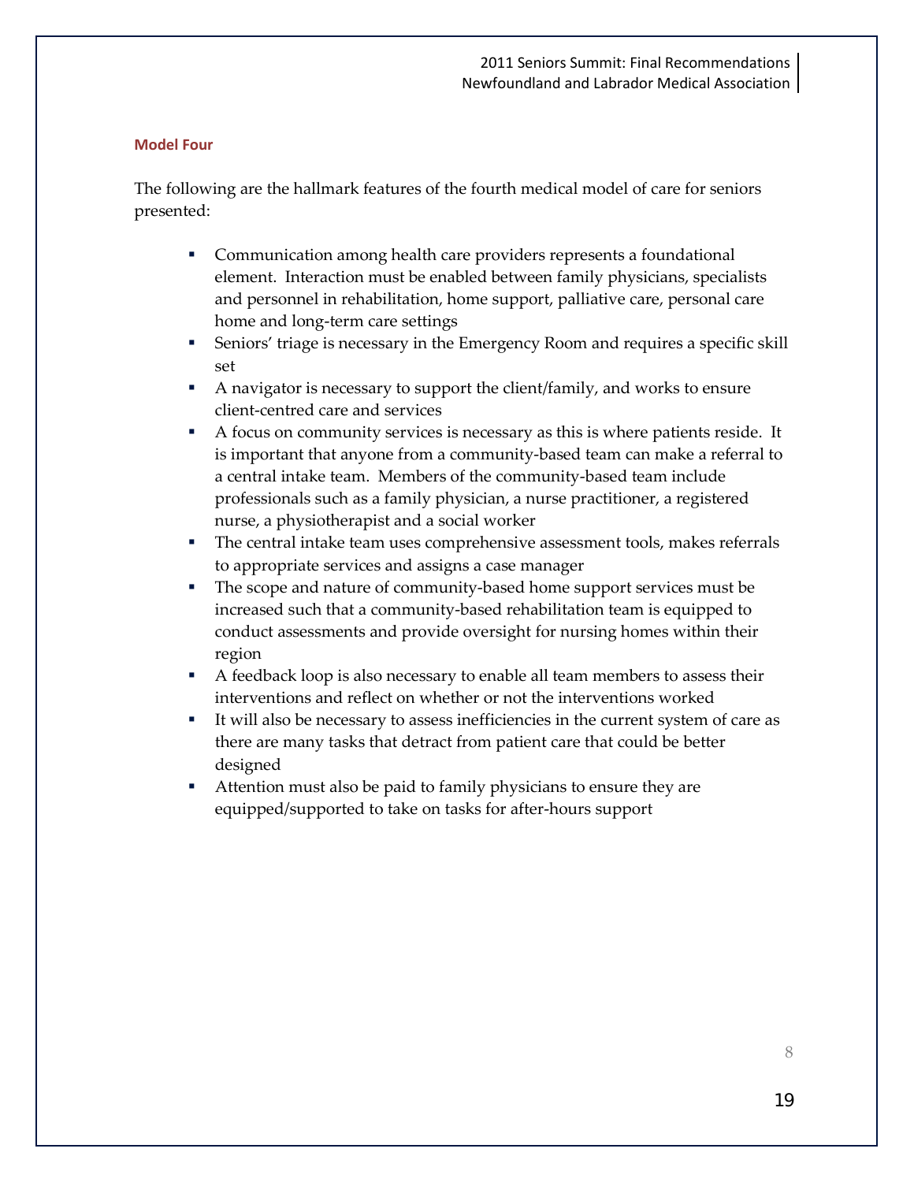### Model Four

The following are the hallmark features of the fourth medical model of care for seniors presented:

- Communication among health care providers represents a foundational element. Interaction must be enabled between family physicians, specialists and personnel in rehabilitation, home support, palliative care, personal care home and long-term care settings
- Seniors' triage is necessary in the Emergency Room and requires a specific skill set
- A navigator is necessary to support the client/family, and works to ensure client-centred care and services
- A focus on community services is necessary as this is where patients reside. It is important that anyone from a community-based team can make a referral to a central intake team. Members of the community-based team include professionals such as a family physician, a nurse practitioner, a registered nurse, a physiotherapist and a social worker
- The central intake team uses comprehensive assessment tools, makes referrals to appropriate services and assigns a case manager
- The scope and nature of community-based home support services must be increased such that a community-based rehabilitation team is equipped to conduct assessments and provide oversight for nursing homes within their region
- A feedback loop is also necessary to enable all team members to assess their interventions and reflect on whether or not the interventions worked
- It will also be necessary to assess inefficiencies in the current system of care as there are many tasks that detract from patient care that could be better designed
- Attention must also be paid to family physicians to ensure they are equipped/supported to take on tasks for after-hours support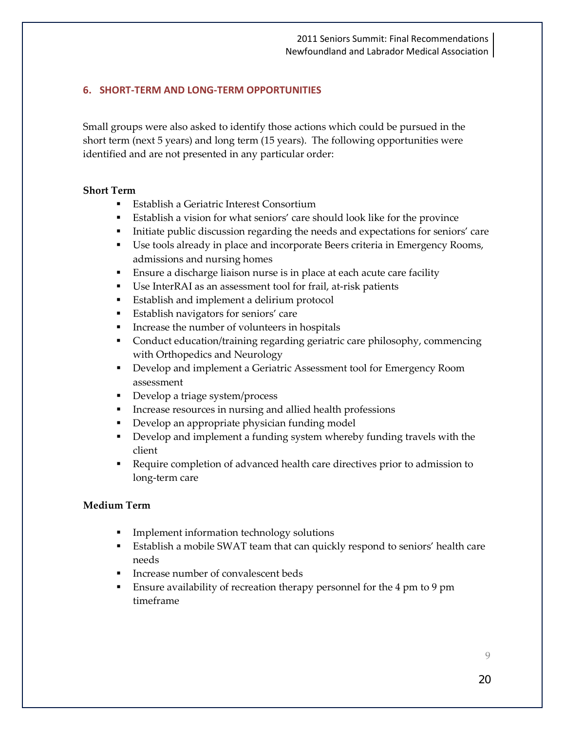## 6. SHORT-TERM AND LONG-TERM OPPORTUNITIES

Small groups were also asked to identify those actions which could be pursued in the short term (next 5 years) and long term (15 years). The following opportunities were identified and are not presented in any particular order:

**Short Term**

- Establish a Geriatric Interest Consortium
- Establish a vision for what seniors' care should look like for the province
- Initiate public discussion regarding the needs and expectations for seniors' care
- Use tools already in place and incorporate Beers criteria in Emergency Rooms, admissions and nursing homes
- Ensure a discharge liaison nurse is in place at each acute care facility
- Use InterRAI as an assessment tool for frail, at-risk patients
- Establish and implement a delirium protocol
- Establish navigators for seniors' care
- Increase the number of volunteers in hospitals
- Conduct education/training regarding geriatric care philosophy, commencing with Orthopedics and Neurology
- Develop and implement a Geriatric Assessment tool for Emergency Room assessment
- Develop a triage system/process
- Increase resources in nursing and allied health professions
- Develop an appropriate physician funding model
- Develop and implement a funding system whereby funding travels with the client
- Require completion of advanced health care directives prior to admission to long-term care

**Medium Term**

- Implement information technology solutions
- Establish a mobile SWAT team that can quickly respond to seniors' health care needs
- Increase number of convalescent beds
- Ensure availability of recreation therapy personnel for the 4 pm to 9 pm timeframe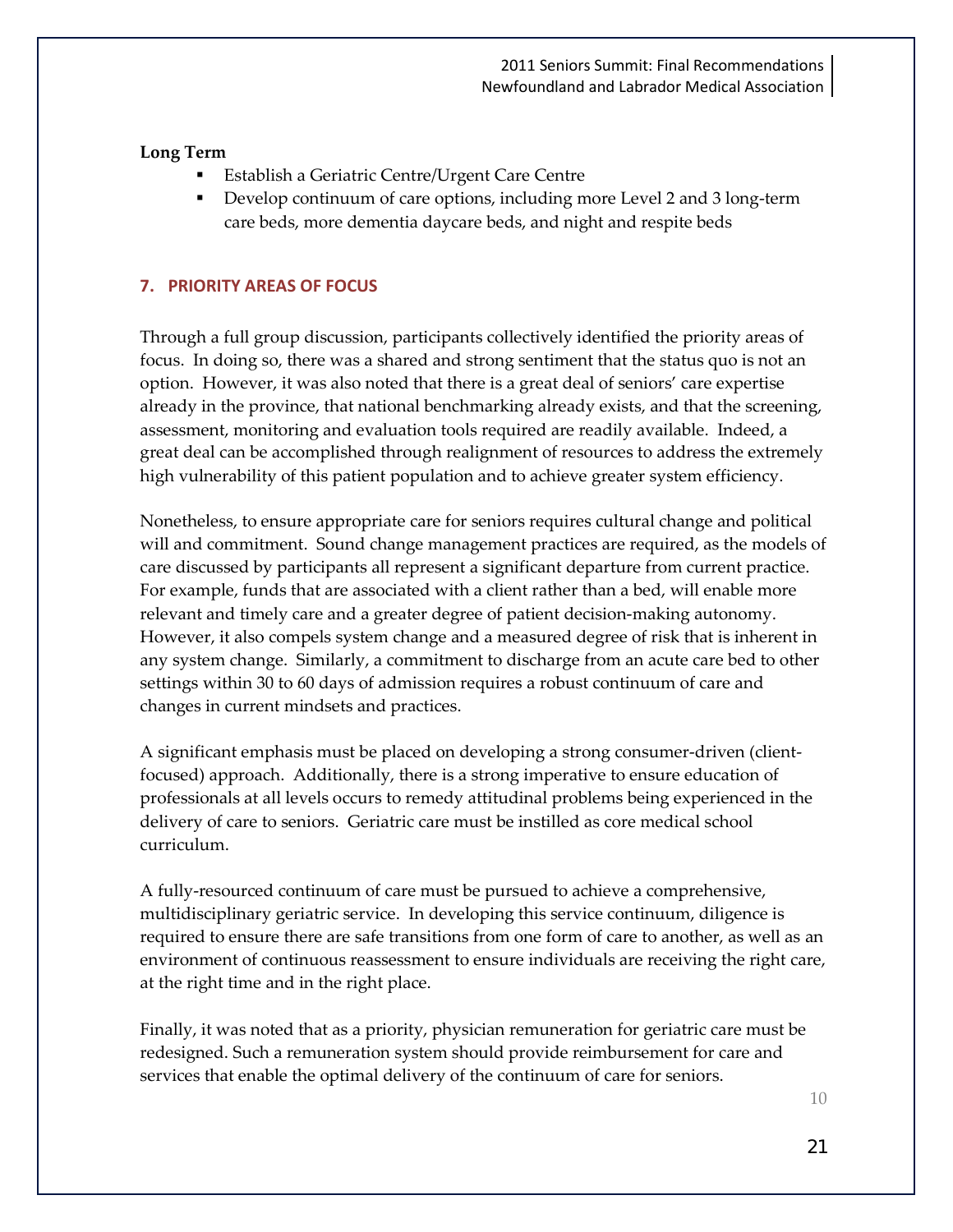**Long Term**

- Establish a Geriatric Centre/Urgent Care Centre
- Develop continuum of care options, including more Level 2 and 3 long-term care beds, more dementia daycare beds, and night and respite beds

## 7. PRIORITY AREAS OF FOCUS

Through a full group discussion, participants collectively identified the priority areas of focus. In doing so, there was a shared and strong sentiment that the status quo is not an option. However, it was also noted that there is a great deal of seniors' care expertise already in the province, that national benchmarking already exists, and that the screening, assessment, monitoring and evaluation tools required are readily available. Indeed, a great deal can be accomplished through realignment of resources to address the extremely high vulnerability of this patient population and to achieve greater system efficiency.

Nonetheless, to ensure appropriate care for seniors requires cultural change and political will and commitment. Sound change management practices are required, as the models of care discussed by participants all represent a significant departure from current practice. For example, funds that are associated with a client rather than a bed, will enable more relevant and timely care and a greater degree of patient decision-making autonomy. However, it also compels system change and a measured degree of risk that is inherent in any system change. Similarly, a commitment to discharge from an acute care bed to other settings within 30 to 60 days of admission requires a robust continuum of care and changes in current mindsets and practices.

A significant emphasis must be placed on developing a strong consumer-driven (client-focused) approach. Additionally, there is a strong imperative to ensure education of professionals at all levels occurs to remedy attitudinal problems being experienced in the delivery of care to seniors. Geriatric care must be instilled as core medical school curriculum.

A fully-resourced continuum of care must be pursued to achieve a comprehensive, multidisciplinary geriatric service. In developing this service continuum, diligence is required to ensure there are safe transitions from one form of care to another, as well as an environment of continuous reassessment to ensure individuals are receiving the right care, at the right time and in the right place.

Finally, it was noted that as a priority, physician remuneration for geriatric care must be redesigned. Such a remuneration system should provide reimbursement for care and services that enable the optimal delivery of the continuum of care for seniors.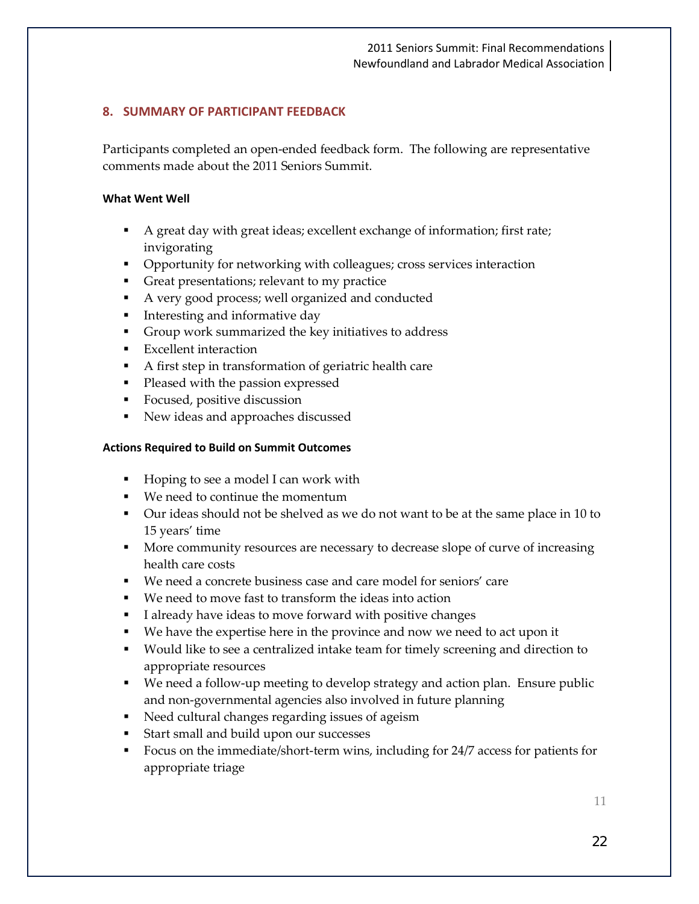## 8. SUMMARY OF PARTICIPANT FEEDBACK

Participants completed an open-ended feedback form. The following are representative comments made about the 2011 Seniors Summit.

**What Went Well**

- A great day with great ideas; excellent exchange of information; first rate; invigorating
- Opportunity for networking with colleagues; cross services interaction
- Great presentations; relevant to my practice
- A very good process; well organized and conducted
- Interesting and informative day
- Group work summarized the key initiatives to address
- Excellent interaction
- A first step in transformation of geriatric health care
- Pleased with the passion expressed
- Focused, positive discussion
- New ideas and approaches discussed

**Actions Required to Build on Summit Outcomes**

- Hoping to see a model I can work with
- We need to continue the momentum
- Our ideas should not be shelved as we do not want to be at the same place in 10 to 15 years' time
- More community resources are necessary to decrease slope of curve of increasing health care costs
- We need a concrete business case and care model for seniors' care
- We need to move fast to transform the ideas into action
- I already have ideas to move forward with positive changes
- We have the expertise here in the province and now we need to act upon it
- Would like to see a centralized intake team for timely screening and direction to appropriate resources
- We need a follow-up meeting to develop strategy and action plan. Ensure public and non-governmental agencies also involved in future planning
- Need cultural changes regarding issues of ageism
- Start small and build upon our successes
- Focus on the immediate/short-term wins, including for 24/7 access for patients for appropriate triage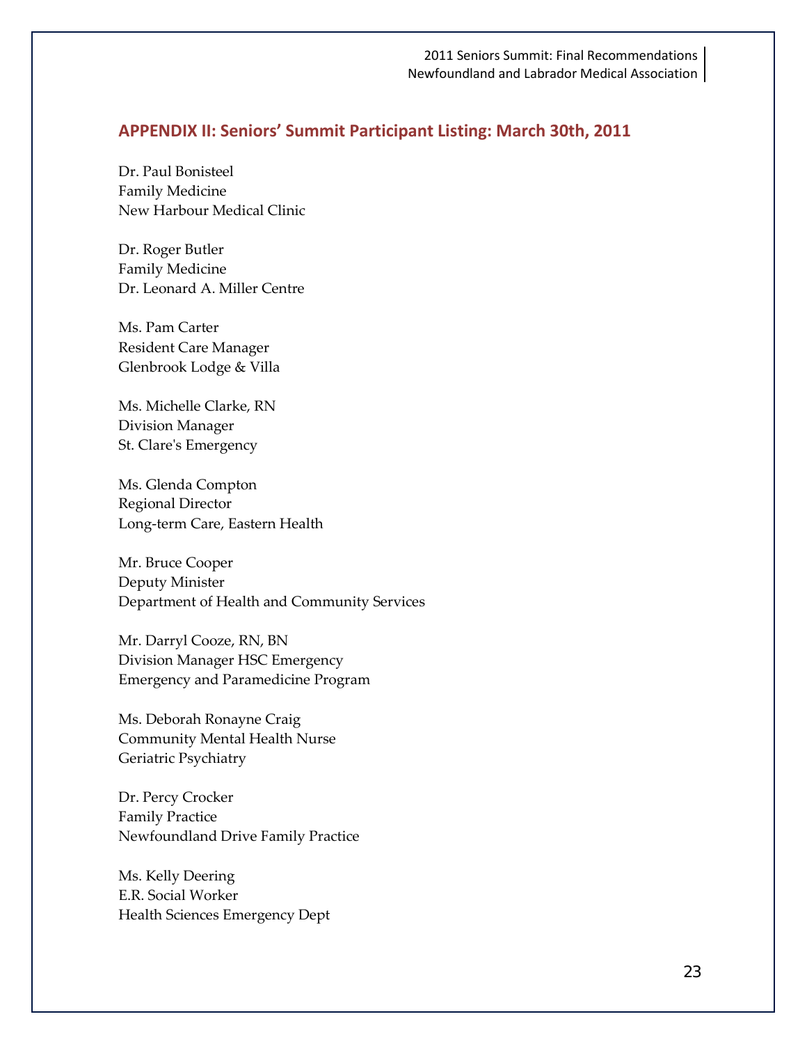## APPENDIX II: Seniors' Summit Participant Listing: March 30th, 2011

Dr. Paul Bonisteel
Family Medicine
New Harbour Medical Clinic

Dr. Roger Butler
Family Medicine
Dr. Leonard A. Miller Centre

Ms. Pam Carter
Resident Care Manager
Glenbrook Lodge & Villa

Ms. Michelle Clarke, RN
Division Manager
St. Clare's Emergency

Ms. Glenda Compton
Regional Director
Long-term Care, Eastern Health

Mr. Bruce Cooper
Deputy Minister
Department of Health and Community Services

Mr. Darryl Cooze, RN, BN
Division Manager HSC Emergency
Emergency and Paramedicine Program

Ms. Deborah Ronayne Craig
Community Mental Health Nurse
Geriatric Psychiatry

Dr. Percy Crocker
Family Practice
Newfoundland Drive Family Practice

Ms. Kelly Deering
E.R. Social Worker
Health Sciences Emergency Dept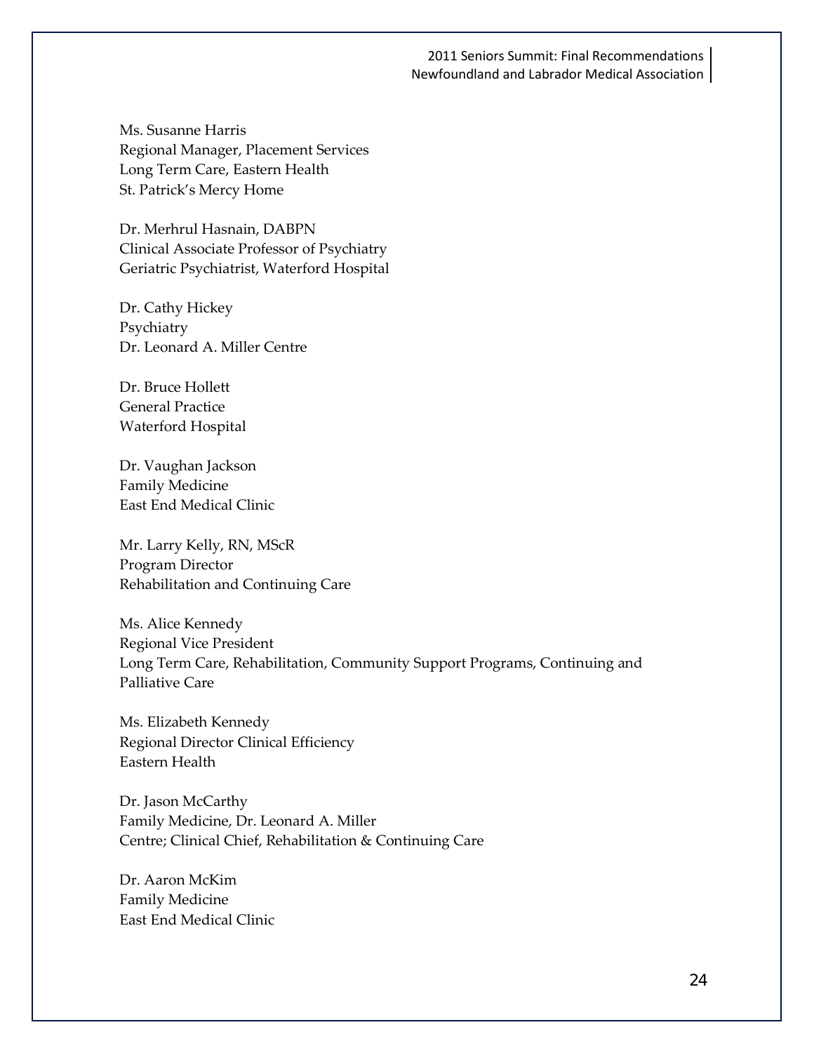Ms. Susanne Harris
Regional Manager, Placement Services
Long Term Care, Eastern Health
St. Patrick's Mercy Home

Dr. Merhrul Hasnain, DABPN
Clinical Associate Professor of Psychiatry
Geriatric Psychiatrist, Waterford Hospital

Dr. Cathy Hickey
Psychiatry
Dr. Leonard A. Miller Centre

Dr. Bruce Hollett
General Practice
Waterford Hospital

Dr. Vaughan Jackson
Family Medicine
East End Medical Clinic

Mr. Larry Kelly, RN, MScR
Program Director
Rehabilitation and Continuing Care

Ms. Alice Kennedy
Regional Vice President
Long Term Care, Rehabilitation, Community Support Programs, Continuing and Palliative Care

Ms. Elizabeth Kennedy
Regional Director Clinical Efficiency
Eastern Health

Dr. Jason McCarthy
Family Medicine, Dr. Leonard A. Miller Centre; Clinical Chief, Rehabilitation & Continuing Care

Dr. Aaron McKim
Family Medicine
East End Medical Clinic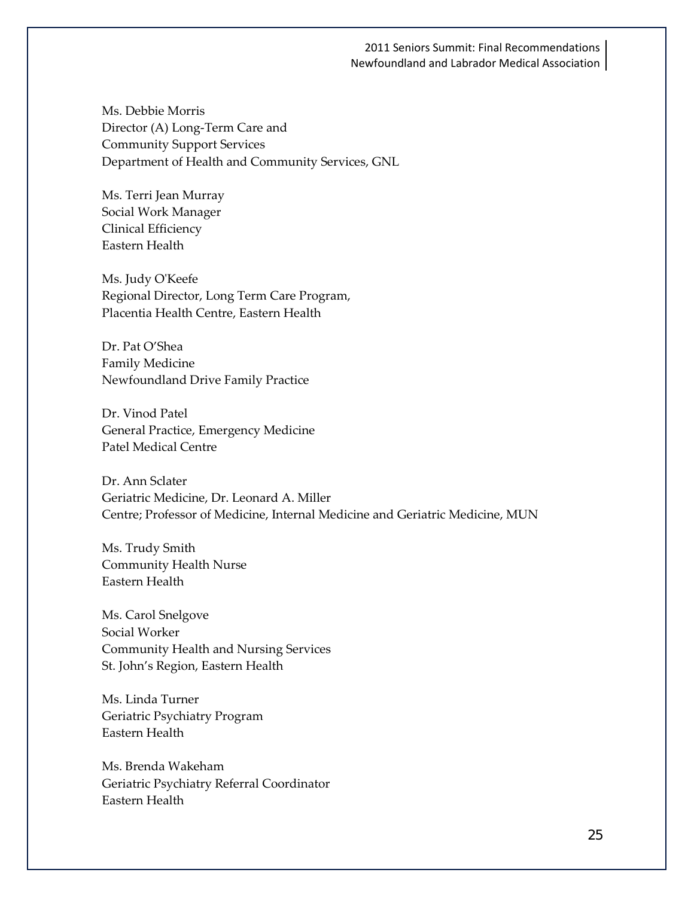Ms. Debbie Morris
Director (A) Long-Term Care and
Community Support Services
Department of Health and Community Services, GNL

Ms. Terri Jean Murray
Social Work Manager
Clinical Efficiency
Eastern Health

Ms. Judy O'Keefe
Regional Director, Long Term Care Program,
Placentia Health Centre, Eastern Health

Dr. Pat O'Shea
Family Medicine
Newfoundland Drive Family Practice

Dr. Vinod Patel
General Practice, Emergency Medicine
Patel Medical Centre

Dr. Ann Sclater
Geriatric Medicine, Dr. Leonard A. Miller
Centre; Professor of Medicine, Internal Medicine and Geriatric Medicine, MUN

Ms. Trudy Smith
Community Health Nurse
Eastern Health

Ms. Carol Snelgove
Social Worker
Community Health and Nursing Services
St. John's Region, Eastern Health

Ms. Linda Turner
Geriatric Psychiatry Program
Eastern Health

Ms. Brenda Wakeham
Geriatric Psychiatry Referral Coordinator
Eastern Health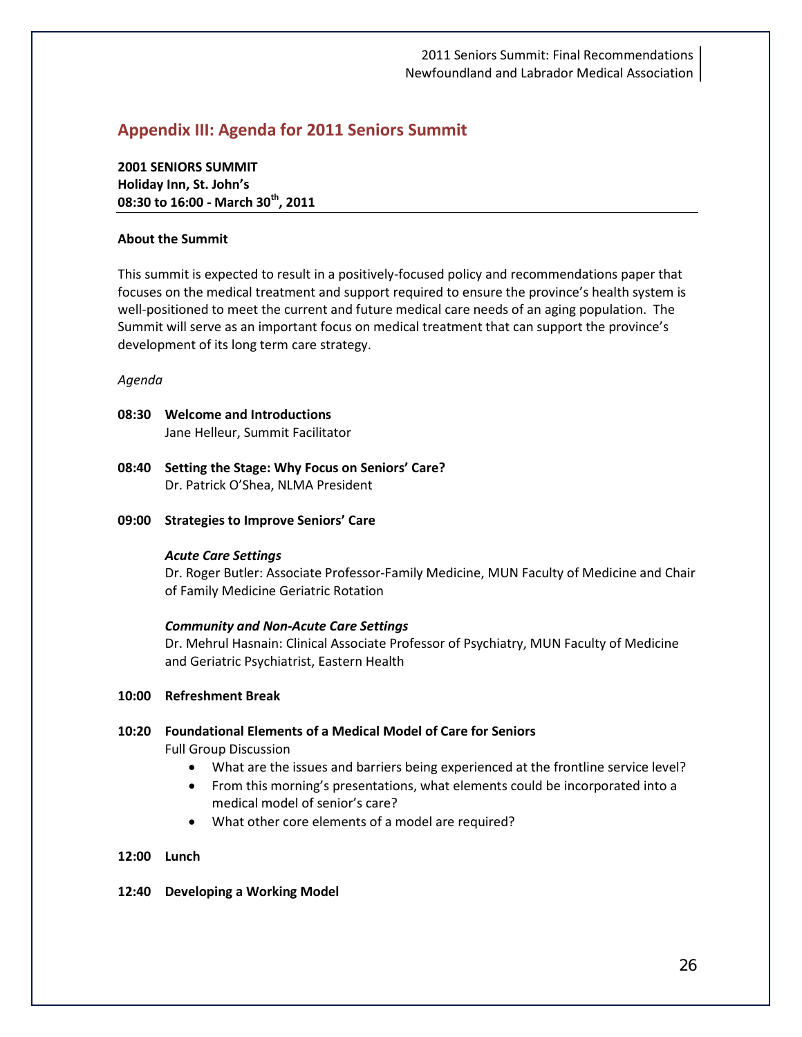## Appendix III: Agenda for 2011 Seniors Summit

**2001 SENIORS SUMMIT**
**Holiday Inn, St. John's**
**08:30 to 16:00 - March 30th, 2011**

---

**About the Summit**

This summit is expected to result in a positively-focused policy and recommendations paper that focuses on the medical treatment and support required to ensure the province's health system is well-positioned to meet the current and future medical care needs of an aging population. The Summit will serve as an important focus on medical treatment that can support the province's development of its long term care strategy.

*Agenda*

**08:30 Welcome and Introductions**
Jane Helleur, Summit Facilitator

**08:40 Setting the Stage: Why Focus on Seniors' Care?**
Dr. Patrick O'Shea, NLMA President

**09:00 Strategies to Improve Seniors' Care**

***Acute Care Settings***
Dr. Roger Butler: Associate Professor-Family Medicine, MUN Faculty of Medicine and Chair of Family Medicine Geriatric Rotation

***Community and Non-Acute Care Settings***
Dr. Mehrul Hasnain: Clinical Associate Professor of Psychiatry, MUN Faculty of Medicine and Geriatric Psychiatrist, Eastern Health

**10:00 Refreshment Break**

**10:20 Foundational Elements of a Medical Model of Care for Seniors**
Full Group Discussion

- What are the issues and barriers being experienced at the frontline service level?
- From this morning's presentations, what elements could be incorporated into a medical model of senior's care?
- What other core elements of a model are required?

**12:00 Lunch**

**12:40 Developing a Working Model**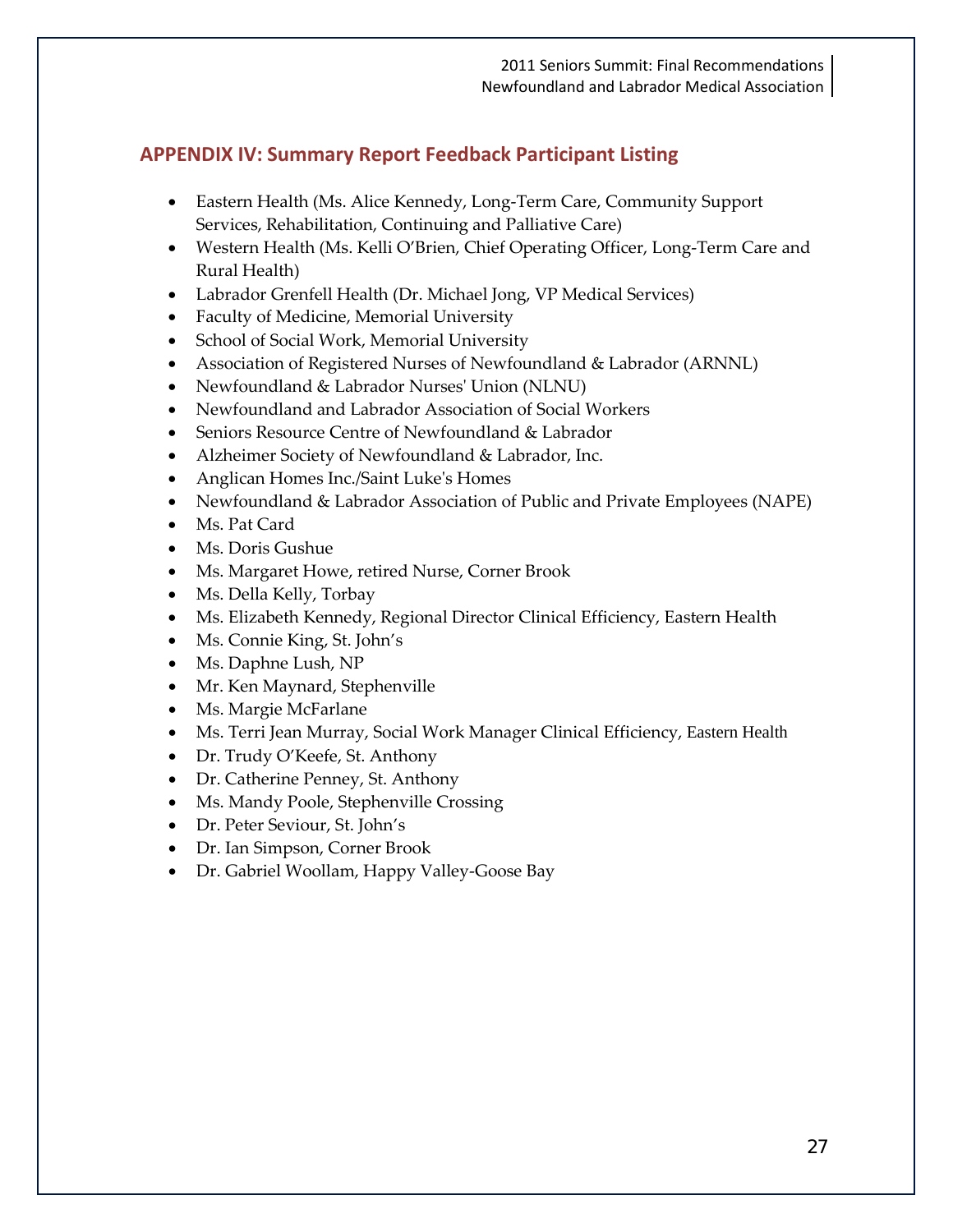## APPENDIX IV: Summary Report Feedback Participant Listing

- Eastern Health (Ms. Alice Kennedy, Long-Term Care, Community Support Services, Rehabilitation, Continuing and Palliative Care)
- Western Health (Ms. Kelli O'Brien, Chief Operating Officer, Long-Term Care and Rural Health)
- Labrador Grenfell Health (Dr. Michael Jong, VP Medical Services)
- Faculty of Medicine, Memorial University
- School of Social Work, Memorial University
- Association of Registered Nurses of Newfoundland & Labrador (ARNNL)
- Newfoundland & Labrador Nurses' Union (NLNU)
- Newfoundland and Labrador Association of Social Workers
- Seniors Resource Centre of Newfoundland & Labrador
- Alzheimer Society of Newfoundland & Labrador, Inc.
- Anglican Homes Inc./Saint Luke's Homes
- Newfoundland & Labrador Association of Public and Private Employees (NAPE)
- Ms. Pat Card
- Ms. Doris Gushue
- Ms. Margaret Howe, retired Nurse, Corner Brook
- Ms. Della Kelly, Torbay
- Ms. Elizabeth Kennedy, Regional Director Clinical Efficiency, Eastern Health
- Ms. Connie King, St. John's
- Ms. Daphne Lush, NP
- Mr. Ken Maynard, Stephenville
- Ms. Margie McFarlane
- Ms. Terri Jean Murray, Social Work Manager Clinical Efficiency, Eastern Health
- Dr. Trudy O'Keefe, St. Anthony
- Dr. Catherine Penney, St. Anthony
- Ms. Mandy Poole, Stephenville Crossing
- Dr. Peter Seviour, St. John's
- Dr. Ian Simpson, Corner Brook
- Dr. Gabriel Woollam, Happy Valley-Goose Bay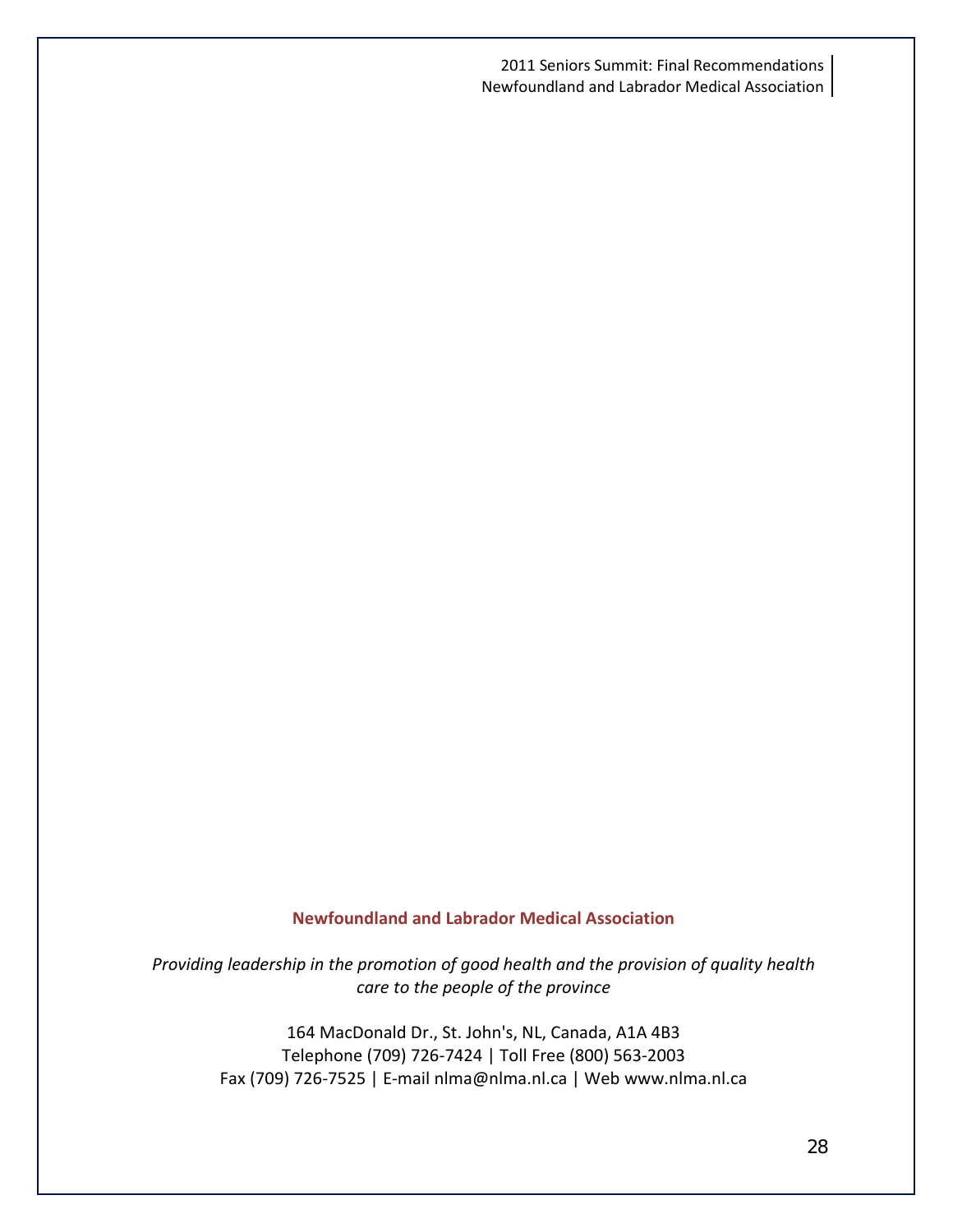**Newfoundland and Labrador Medical Association**

*Providing leadership in the promotion of good health and the provision of quality health care to the people of the province*

164 MacDonald Dr., St. John's, NL, Canada, A1A 4B3
Telephone (709) 726-7424 | Toll Free (800) 563-2003
Fax (709) 726-7525 | E-mail nlma@nlma.nl.ca | Web www.nlma.nl.ca